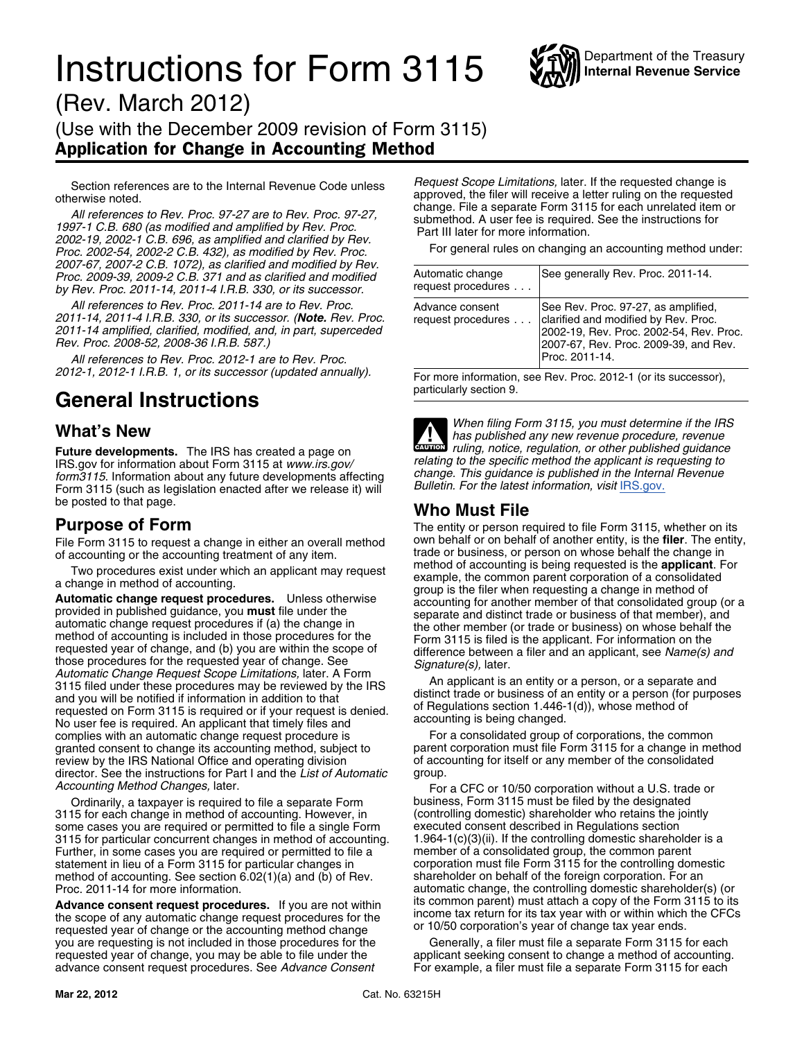# Instructions for Form 3115

Department of the Treasury
**Internal Revenue Service**

(Rev. March 2012)

(Use with the December 2009 revision of Form 3115)

**Application for Change in Accounting Method**

Section references are to the Internal Revenue Code unless otherwise noted.

*All references to Rev. Proc. 97-27 are to Rev. Proc. 97-27, 1997-1 C.B. 680 (as modified and amplified by Rev. Proc. 2002-19, 2002-1 C.B. 696, as amplified and clarified by Rev. Proc. 2002-54, 2002-2 C.B. 432), as modified by Rev. Proc. 2007-67, 2007-2 C.B. 1072), as clarified and modified by Rev. Proc. 2009-39, 2009-2 C.B. 371 and as clarified and modified by Rev. Proc. 2011-14, 2011-4 I.R.B. 330, or its successor.*

*All references to Rev. Proc. 2011-14 are to Rev. Proc. 2011-14, 2011-4 I.R.B. 330, or its successor. (**Note.** Rev. Proc. 2011-14 amplified, clarified, modified, and, in part, superceded Rev. Proc. 2008-52, 2008-36 I.R.B. 587.)*

*All references to Rev. Proc. 2012-1 are to Rev. Proc. 2012-1, 2012-1 I.R.B. 1, or its successor (updated annually).*

## General Instructions

### What's New

**Future developments.** The IRS has created a page on IRS.gov for information about Form 3115 at *www.irs.gov/form3115*. Information about any future developments affecting Form 3115 (such as legislation enacted after we release it) will be posted to that page.

### Purpose of Form

File Form 3115 to request a change in either an overall method of accounting or the accounting treatment of any item.

Two procedures exist under which an applicant may request a change in method of accounting.

**Automatic change request procedures.** Unless otherwise provided in published guidance, you **must** file under the automatic change request procedures if (a) the change in method of accounting is included in those procedures for the requested year of change, and (b) you are within the scope of those procedures for the requested year of change. See *Automatic Change Request Scope Limitations,* later. A Form 3115 filed under these procedures may be reviewed by the IRS and you will be notified if information in addition to that requested on Form 3115 is required or if your request is denied. No user fee is required. An applicant that timely files and complies with an automatic change request procedure is granted consent to change its accounting method, subject to review by the IRS National Office and operating division director. See the instructions for Part I and the *List of Automatic Accounting Method Changes,* later.

Ordinarily, a taxpayer is required to file a separate Form 3115 for each change in method of accounting. However, in some cases you are required or permitted to file a single Form 3115 for particular concurrent changes in method of accounting. Further, in some cases you are required or permitted to file a statement in lieu of a Form 3115 for particular changes in method of accounting. See section 6.02(1)(a) and (b) of Rev. Proc. 2011-14 for more information.

**Advance consent request procedures.** If you are not within the scope of any automatic change request procedures for the requested year of change or the accounting method change you are requesting is not included in those procedures for the requested year of change, you may be able to file under the advance consent request procedures. See *Advance Consent Request Scope Limitations,* later. If the requested change is approved, the filer will receive a letter ruling on the requested change. File a separate Form 3115 for each unrelated item or submethod. A user fee is required. See the instructions for Part III later for more information.

For general rules on changing an accounting method under:

| | |
|---|---|
| Automatic change request procedures . . . | See generally Rev. Proc. 2011-14. |
| Advance consent request procedures . . . | See Rev. Proc. 97-27, as amplified, clarified and modified by Rev. Proc. 2002-19, Rev. Proc. 2002-54, Rev. Proc. 2007-67, Rev. Proc. 2009-39, and Rev. Proc. 2011-14. |

For more information, see Rev. Proc. 2012-1 (or its successor), particularly section 9.

**CAUTION** *When filing Form 3115, you must determine if the IRS has published any new revenue procedure, revenue ruling, notice, regulation, or other published guidance relating to the specific method the applicant is requesting to change. This guidance is published in the Internal Revenue Bulletin. For the latest information, visit* IRS.gov.

### Who Must File

The entity or person required to file Form 3115, whether on its own behalf or on behalf of another entity, is the **filer**. The entity, trade or business, or person on whose behalf the change in method of accounting is being requested is the **applicant**. For example, the common parent corporation of a consolidated group is the filer when requesting a change in method of accounting for another member of that consolidated group (or a separate and distinct trade or business of that member), and the other member (or trade or business) on whose behalf the Form 3115 is filed is the applicant. For information on the difference between a filer and an applicant, see *Name(s) and Signature(s),* later.

An applicant is an entity or a person, or a separate and distinct trade or business of an entity or a person (for purposes of Regulations section 1.446-1(d)), whose method of accounting is being changed.

For a consolidated group of corporations, the common parent corporation must file Form 3115 for a change in method of accounting for itself or any member of the consolidated group.

For a CFC or 10/50 corporation without a U.S. trade or business, Form 3115 must be filed by the designated (controlling domestic) shareholder who retains the jointly executed consent described in Regulations section 1.964-1(c)(3)(ii). If the controlling domestic shareholder is a member of a consolidated group, the common parent corporation must file Form 3115 for the controlling domestic shareholder on behalf of the foreign corporation. For an automatic change, the controlling domestic shareholder(s) (or its common parent) must attach a copy of the Form 3115 to its income tax return for its tax year with or within which the CFCs or 10/50 corporation's year of change tax year ends.

Generally, a filer must file a separate Form 3115 for each applicant seeking consent to change a method of accounting. For example, a filer must file a separate Form 3115 for each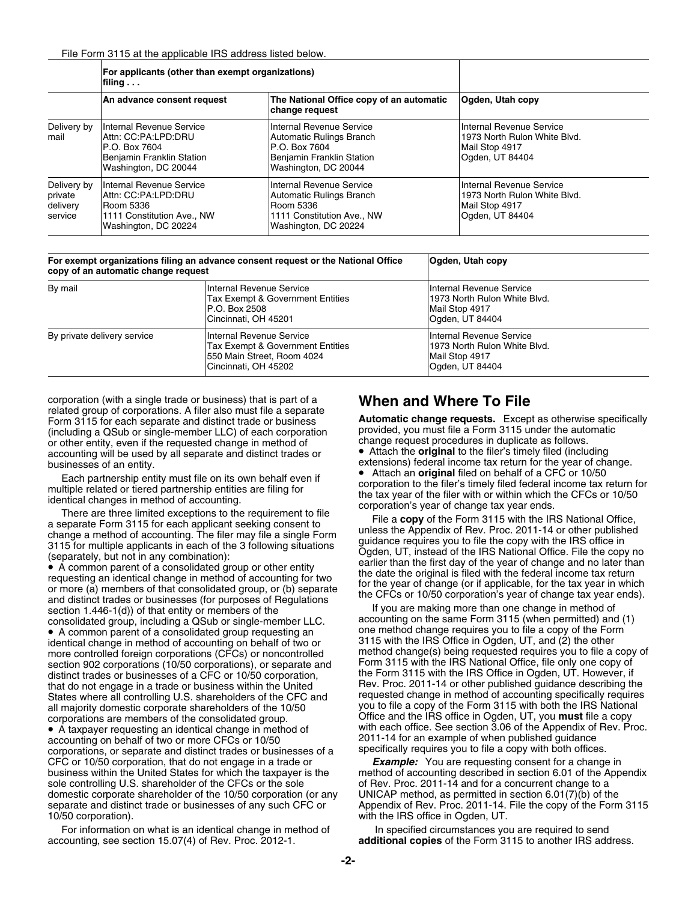File Form 3115 at the applicable IRS address listed below.

| | For applicants (other than exempt organizations) filing . . . | | |
|---|---|---|---|
| | An advance consent request | The National Office copy of an automatic change request | Ogden, Utah copy |
| Delivery by mail | Internal Revenue Service<br>Attn: CC:PA:LPD:DRU<br>P.O. Box 7604<br>Benjamin Franklin Station<br>Washington, DC 20044 | Internal Revenue Service<br>Automatic Rulings Branch<br>P.O. Box 7604<br>Benjamin Franklin Station<br>Washington, DC 20044 | Internal Revenue Service<br>1973 North Rulon White Blvd.<br>Mail Stop 4917<br>Ogden, UT 84404 |
| Delivery by private delivery service | Internal Revenue Service<br>Attn: CC:PA:LPD:DRU<br>Room 5336<br>1111 Constitution Ave., NW<br>Washington, DC 20224 | Internal Revenue Service<br>Automatic Rulings Branch<br>Room 5336<br>1111 Constitution Ave., NW<br>Washington, DC 20224 | Internal Revenue Service<br>1973 North Rulon White Blvd.<br>Mail Stop 4917<br>Ogden, UT 84404 |

| For exempt organizations filing an advance consent request or the National Office copy of an automatic change request | | Ogden, Utah copy |
|---|---|---|
| By mail | Internal Revenue Service<br>Tax Exempt & Government Entities<br>P.O. Box 2508<br>Cincinnati, OH 45201 | Internal Revenue Service<br>1973 North Rulon White Blvd.<br>Mail Stop 4917<br>Ogden, UT 84404 |
| By private delivery service | Internal Revenue Service<br>Tax Exempt & Government Entities<br>550 Main Street, Room 4024<br>Cincinnati, OH 45202 | Internal Revenue Service<br>1973 North Rulon White Blvd.<br>Mail Stop 4917<br>Ogden, UT 84404 |

corporation (with a single trade or business) that is part of a related group of corporations. A filer also must file a separate Form 3115 for each separate and distinct trade or business (including a QSub or single-member LLC) of each corporation or other entity, even if the requested change in method of accounting will be used by all separate and distinct trades or businesses of an entity.

Each partnership entity must file on its own behalf even if multiple related or tiered partnership entities are filing for identical changes in method of accounting.

There are three limited exceptions to the requirement to file a separate Form 3115 for each applicant seeking consent to change a method of accounting. The filer may file a single Form 3115 for multiple applicants in each of the 3 following situations (separately, but not in any combination):

- A common parent of a consolidated group or other entity requesting an identical change in method of accounting for two or more (a) members of that consolidated group, or (b) separate and distinct trades or businesses (for purposes of Regulations section 1.446-1(d)) of that entity or members of the consolidated group, including a QSub or single-member LLC.
- A common parent of a consolidated group requesting an identical change in method of accounting on behalf of two or more controlled foreign corporations (CFCs) or noncontrolled section 902 corporations (10/50 corporations), or separate and distinct trades or businesses of a CFC or 10/50 corporation, that do not engage in a trade or business within the United States where all controlling U.S. shareholders of the CFC and all majority domestic corporate shareholders of the 10/50 corporations are members of the consolidated group.
- A taxpayer requesting an identical change in method of accounting on behalf of two or more CFCs or 10/50 corporations, or separate and distinct trades or businesses of a CFC or 10/50 corporation, that do not engage in a trade or business within the United States for which the taxpayer is the sole controlling U.S. shareholder of the CFCs or the sole domestic corporate shareholder of the 10/50 corporation (or any separate and distinct trade or businesses of any such CFC or 10/50 corporation).

For information on what is an identical change in method of accounting, see section 15.07(4) of Rev. Proc. 2012-1.

## When and Where To File

**Automatic change requests.** Except as otherwise specifically provided, you must file a Form 3115 under the automatic change request procedures in duplicate as follows.

- Attach the **original** to the filer's timely filed (including extensions) federal income tax return for the year of change.
- Attach an **original** filed on behalf of a CFC or 10/50 corporation to the filer's timely filed federal income tax return for the tax year of the filer with or within which the CFCs or 10/50 corporation's year of change tax year ends.

File a **copy** of the Form 3115 with the IRS National Office, unless the Appendix of Rev. Proc. 2011-14 or other published guidance requires you to file the copy with the IRS office in Ogden, UT, instead of the IRS National Office. File the copy no earlier than the first day of the year of change and no later than the date the original is filed with the federal income tax return for the year of change (or if applicable, for the tax year in which the CFCs or 10/50 corporation's year of change tax year ends).

If you are making more than one change in method of accounting on the same Form 3115 (when permitted) and (1) one method change requires you to file a copy of the Form 3115 with the IRS Office in Ogden, UT, and (2) the other method change(s) being requested requires you to file a copy of Form 3115 with the IRS National Office, file only one copy of the Form 3115 with the IRS Office in Ogden, UT. However, if Rev. Proc. 2011-14 or other published guidance describing the requested change in method of accounting specifically requires you to file a copy of the Form 3115 with both the IRS National Office and the IRS office in Ogden, UT, you **must** file a copy with each office. See section 3.06 of the Appendix of Rev. Proc. 2011-14 for an example of when published guidance specifically requires you to file a copy with both offices.

***Example:*** You are requesting consent for a change in method of accounting described in section 6.01 of the Appendix of Rev. Proc. 2011-14 and for a concurrent change to a UNICAP method, as permitted in section 6.01(7)(b) of the Appendix of Rev. Proc. 2011-14. File the copy of the Form 3115 with the IRS office in Ogden, UT.

In specified circumstances you are required to send **additional copies** of the Form 3115 to another IRS address.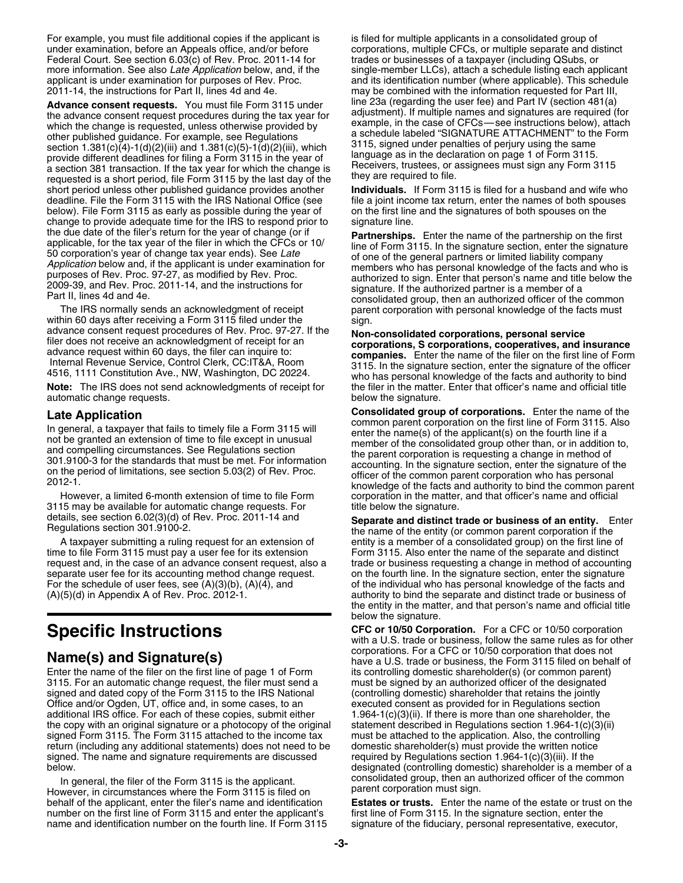For example, you must file additional copies if the applicant is under examination, before an Appeals office, and/or before Federal Court. See section 6.03(c) of Rev. Proc. 2011-14 for more information. See also *Late Application* below, and, if the applicant is under examination for purposes of Rev. Proc. 2011-14, the instructions for Part II, lines 4d and 4e.

**Advance consent requests.** You must file Form 3115 under the advance consent request procedures during the tax year for which the change is requested, unless otherwise provided by other published guidance. For example, see Regulations section 1.381(c)(4)-1(d)(2)(iii) and 1.381(c)(5)-1(d)(2)(iii), which provide different deadlines for filing a Form 3115 in the year of a section 381 transaction. If the tax year for which the change is requested is a short period, file Form 3115 by the last day of the short period unless other published guidance provides another deadline. File the Form 3115 with the IRS National Office (see below). File Form 3115 as early as possible during the year of change to provide adequate time for the IRS to respond prior to the due date of the filer's return for the year of change (or if applicable, for the tax year of the filer in which the CFCs or 10/50 corporation's year of change tax year ends). See *Late Application* below and, if the applicant is under examination for purposes of Rev. Proc. 97-27, as modified by Rev. Proc. 2009-39, and Rev. Proc. 2011-14, and the instructions for Part II, lines 4d and 4e.

The IRS normally sends an acknowledgment of receipt within 60 days after receiving a Form 3115 filed under the advance consent request procedures of Rev. Proc. 97-27. If the filer does not receive an acknowledgment of receipt for an advance request within 60 days, the filer can inquire to: Internal Revenue Service, Control Clerk, CC:IT&A, Room 4516, 1111 Constitution Ave., NW, Washington, DC 20224.

**Note:** The IRS does not send acknowledgments of receipt for automatic change requests.

## Late Application

In general, a taxpayer that fails to timely file a Form 3115 will not be granted an extension of time to file except in unusual and compelling circumstances. See Regulations section 301.9100-3 for the standards that must be met. For information on the period of limitations, see section 5.03(2) of Rev. Proc. 2012-1.

However, a limited 6-month extension of time to file Form 3115 may be available for automatic change requests. For details, see section 6.02(3)(d) of Rev. Proc. 2011-14 and Regulations section 301.9100-2.

A taxpayer submitting a ruling request for an extension of time to file Form 3115 must pay a user fee for its extension request and, in the case of an advance consent request, also a separate user fee for its accounting method change request. For the schedule of user fees, see (A)(3)(b), (A)(4), and (A)(5)(d) in Appendix A of Rev. Proc. 2012-1.

# Specific Instructions

## Name(s) and Signature(s)

Enter the name of the filer on the first line of page 1 of Form 3115. For an automatic change request, the filer must send a signed and dated copy of the Form 3115 to the IRS National Office and/or Ogden, UT, office and, in some cases, to an additional IRS office. For each of these copies, submit either the copy with an original signature or a photocopy of the original signed Form 3115. The Form 3115 attached to the income tax return (including any additional statements) does not need to be signed. The name and signature requirements are discussed below.

In general, the filer of the Form 3115 is the applicant. However, in circumstances where the Form 3115 is filed on behalf of the applicant, enter the filer's name and identification number on the first line of Form 3115 and enter the applicant's name and identification number on the fourth line. If Form 3115 is filed for multiple applicants in a consolidated group of corporations, multiple CFCs, or multiple separate and distinct trades or businesses of a taxpayer (including QSubs, or single-member LLCs), attach a schedule listing each applicant and its identification number (where applicable). This schedule may be combined with the information requested for Part III, line 23a (regarding the user fee) and Part IV (section 481(a) adjustment). If multiple names and signatures are required (for example, in the case of CFCs—see instructions below), attach a schedule labeled "SIGNATURE ATTACHMENT" to the Form 3115, signed under penalties of perjury using the same language as in the declaration on page 1 of Form 3115. Receivers, trustees, or assignees must sign any Form 3115 they are required to file.

**Individuals.** If Form 3115 is filed for a husband and wife who file a joint income tax return, enter the names of both spouses on the first line and the signatures of both spouses on the signature line.

**Partnerships.** Enter the name of the partnership on the first line of Form 3115. In the signature section, enter the signature of one of the general partners or limited liability company members who has personal knowledge of the facts and who is authorized to sign. Enter that person's name and title below the signature. If the authorized partner is a member of a consolidated group, then an authorized officer of the common parent corporation with personal knowledge of the facts must sign.

**Non-consolidated corporations, personal service corporations, S corporations, cooperatives, and insurance companies.** Enter the name of the filer on the first line of Form 3115. In the signature section, enter the signature of the officer who has personal knowledge of the facts and authority to bind the filer in the matter. Enter that officer's name and official title below the signature.

**Consolidated group of corporations.** Enter the name of the common parent corporation on the first line of Form 3115. Also enter the name(s) of the applicant(s) on the fourth line if a member of the consolidated group other than, or in addition to, the parent corporation is requesting a change in method of accounting. In the signature section, enter the signature of the officer of the common parent corporation who has personal knowledge of the facts and authority to bind the common parent corporation in the matter, and that officer's name and official title below the signature.

**Separate and distinct trade or business of an entity.** Enter the name of the entity (or common parent corporation if the entity is a member of a consolidated group) on the first line of Form 3115. Also enter the name of the separate and distinct trade or business requesting a change in method of accounting on the fourth line. In the signature section, enter the signature of the individual who has personal knowledge of the facts and authority to bind the separate and distinct trade or business of the entity in the matter, and that person's name and official title below the signature.

**CFC or 10/50 Corporation.** For a CFC or 10/50 corporation with a U.S. trade or business, follow the same rules as for other corporations. For a CFC or 10/50 corporation that does not have a U.S. trade or business, the Form 3115 filed on behalf of its controlling domestic shareholder(s) (or common parent) must be signed by an authorized officer of the designated (controlling domestic) shareholder that retains the jointly executed consent as provided for in Regulations section 1.964-1(c)(3)(ii). If there is more than one shareholder, the statement described in Regulations section 1.964-1(c)(3)(ii) must be attached to the application. Also, the controlling domestic shareholder(s) must provide the written notice required by Regulations section 1.964-1(c)(3)(iii). If the designated (controlling domestic) shareholder is a member of a consolidated group, then an authorized officer of the common parent corporation must sign.

**Estates or trusts.** Enter the name of the estate or trust on the first line of Form 3115. In the signature section, enter the signature of the fiduciary, personal representative, executor,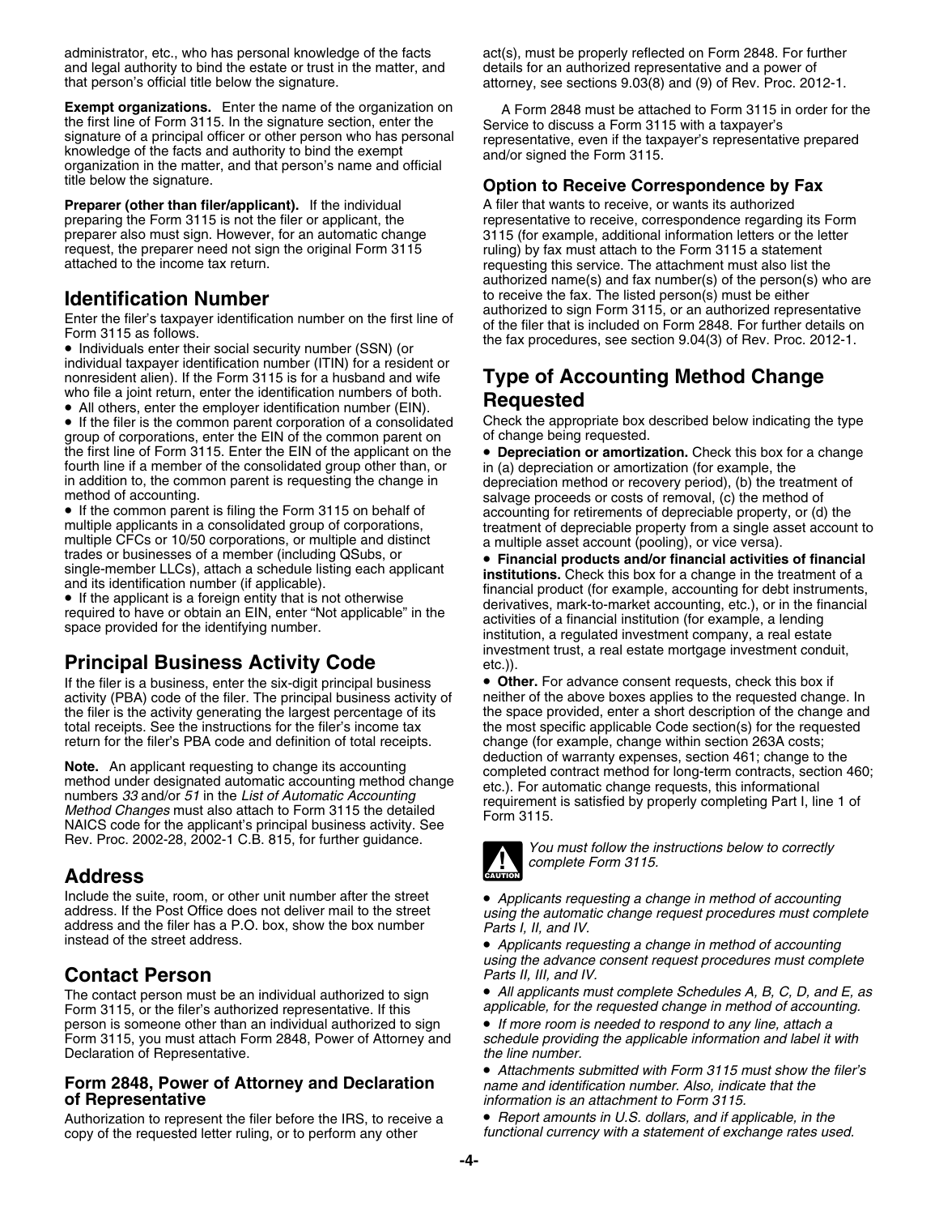administrator, etc., who has personal knowledge of the facts and legal authority to bind the estate or trust in the matter, and that person's official title below the signature.

**Exempt organizations.** Enter the name of the organization on the first line of Form 3115. In the signature section, enter the signature of a principal officer or other person who has personal knowledge of the facts and authority to bind the exempt organization in the matter, and that person's name and official title below the signature.

**Preparer (other than filer/applicant).** If the individual preparing the Form 3115 is not the filer or applicant, the preparer also must sign. However, for an automatic change request, the preparer need not sign the original Form 3115 attached to the income tax return.

## Identification Number

Enter the filer's taxpayer identification number on the first line of Form 3115 as follows.

- Individuals enter their social security number (SSN) (or individual taxpayer identification number (ITIN) for a resident or nonresident alien). If the Form 3115 is for a husband and wife who file a joint return, enter the identification numbers of both.
- All others, enter the employer identification number (EIN).
- If the filer is the common parent corporation of a consolidated group of corporations, enter the EIN of the common parent on the first line of Form 3115. Enter the EIN of the applicant on the fourth line if a member of the consolidated group other than, or in addition to, the common parent is requesting the change in method of accounting.
- If the common parent is filing the Form 3115 on behalf of multiple applicants in a consolidated group of corporations, multiple CFCs or 10/50 corporations, or multiple and distinct trades or businesses of a member (including QSubs, or single-member LLCs), attach a schedule listing each applicant and its identification number (if applicable).
- If the applicant is a foreign entity that is not otherwise required to have or obtain an EIN, enter "Not applicable" in the space provided for the identifying number.

## Principal Business Activity Code

If the filer is a business, enter the six-digit principal business activity (PBA) code of the filer. The principal business activity of the filer is the activity generating the largest percentage of its total receipts. See the instructions for the filer's income tax return for the filer's PBA code and definition of total receipts.

**Note.** An applicant requesting to change its accounting method under designated automatic accounting method change numbers *33* and/or *51* in the *List of Automatic Accounting Method Changes* must also attach to Form 3115 the detailed NAICS code for the applicant's principal business activity. See Rev. Proc. 2002-28, 2002-1 C.B. 815, for further guidance.

## Address

Include the suite, room, or other unit number after the street address. If the Post Office does not deliver mail to the street address and the filer has a P.O. box, show the box number instead of the street address.

## Contact Person

The contact person must be an individual authorized to sign Form 3115, or the filer's authorized representative. If this person is someone other than an individual authorized to sign Form 3115, you must attach Form 2848, Power of Attorney and Declaration of Representative.

### Form 2848, Power of Attorney and Declaration of Representative

Authorization to represent the filer before the IRS, to receive a copy of the requested letter ruling, or to perform any other act(s), must be properly reflected on Form 2848. For further details for an authorized representative and a power of attorney, see sections 9.03(8) and (9) of Rev. Proc. 2012-1.

A Form 2848 must be attached to Form 3115 in order for the Service to discuss a Form 3115 with a taxpayer's representative, even if the taxpayer's representative prepared and/or signed the Form 3115.

### Option to Receive Correspondence by Fax

A filer that wants to receive, or wants its authorized representative to receive, correspondence regarding its Form 3115 (for example, additional information letters or the letter ruling) by fax must attach to the Form 3115 a statement requesting this service. The attachment must also list the authorized name(s) and fax number(s) of the person(s) who are to receive the fax. The listed person(s) must be either authorized to sign Form 3115, or an authorized representative of the filer that is included on Form 2848. For further details on the fax procedures, see section 9.04(3) of Rev. Proc. 2012-1.

## Type of Accounting Method Change Requested

Check the appropriate box described below indicating the type of change being requested.

- **Depreciation or amortization.** Check this box for a change in (a) depreciation or amortization (for example, the depreciation method or recovery period), (b) the treatment of salvage proceeds or costs of removal, (c) the method of accounting for retirements of depreciable property, or (d) the treatment of depreciable property from a single asset account to a multiple asset account (pooling), or vice versa).
- **Financial products and/or financial activities of financial institutions.** Check this box for a change in the treatment of a financial product (for example, accounting for debt instruments, derivatives, mark-to-market accounting, etc.), or in the financial activities of a financial institution (for example, a lending institution, a regulated investment company, a real estate investment trust, a real estate mortgage investment conduit, etc.)).
- **Other.** For advance consent requests, check this box if neither of the above boxes applies to the requested change. In the space provided, enter a short description of the change and the most specific applicable Code section(s) for the requested change (for example, change within section 263A costs; deduction of warranty expenses, section 461; change to the completed contract method for long-term contracts, section 460; etc.). For automatic change requests, this informational requirement is satisfied by properly completing Part I, line 1 of Form 3115.

**CAUTION** *You must follow the instructions below to correctly complete Form 3115.*

- *Applicants requesting a change in method of accounting using the automatic change request procedures must complete Parts I, II, and IV.*
- *Applicants requesting a change in method of accounting using the advance consent request procedures must complete Parts II, III, and IV.*
- *All applicants must complete Schedules A, B, C, D, and E, as applicable, for the requested change in method of accounting.*
- *If more room is needed to respond to any line, attach a schedule providing the applicable information and label it with the line number.*
- *Attachments submitted with Form 3115 must show the filer's name and identification number. Also, indicate that the information is an attachment to Form 3115.*
- *Report amounts in U.S. dollars, and if applicable, in the functional currency with a statement of exchange rates used.*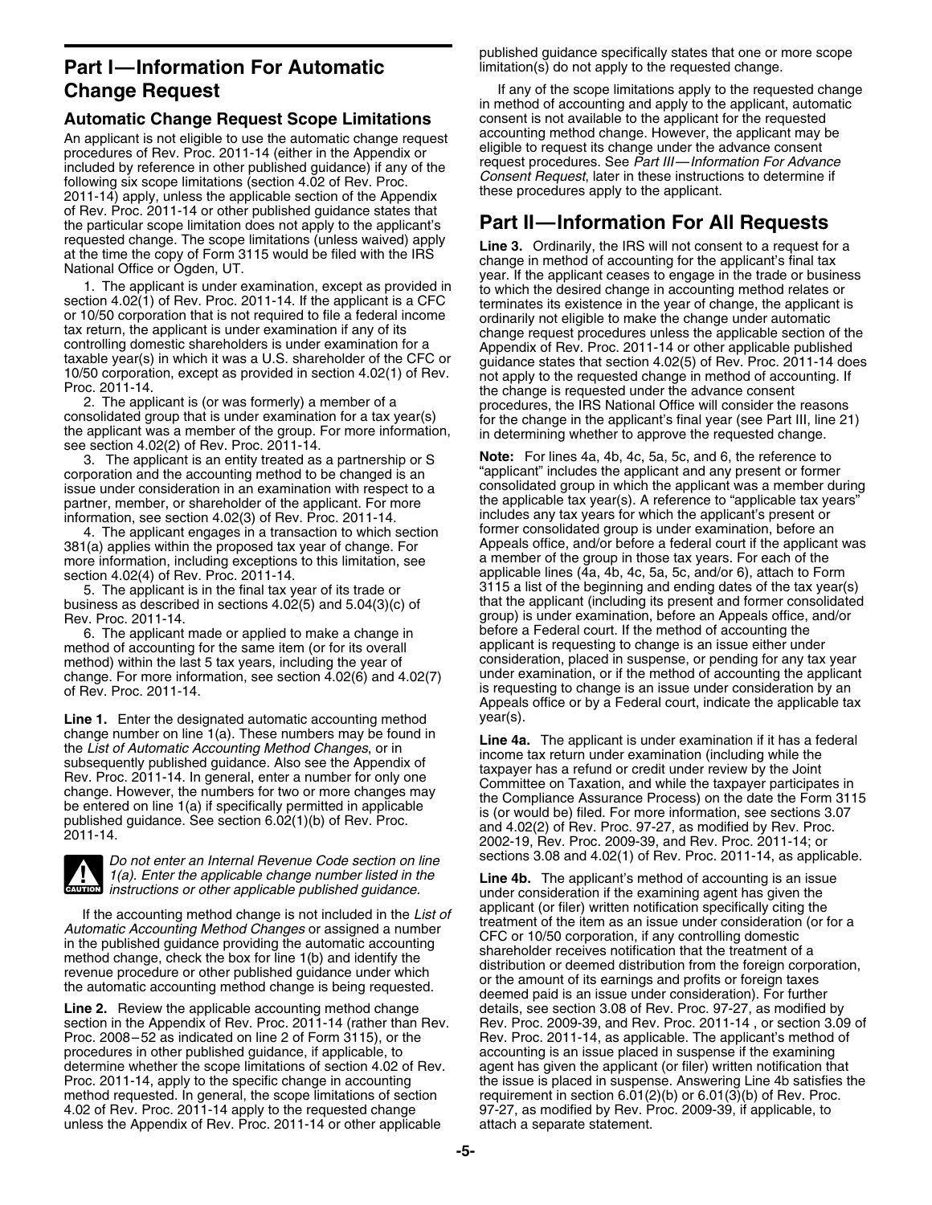## Part I—Information For Automatic Change Request

### Automatic Change Request Scope Limitations

An applicant is not eligible to use the automatic change request procedures of Rev. Proc. 2011-14 (either in the Appendix or included by reference in other published guidance) if any of the following six scope limitations (section 4.02 of Rev. Proc. 2011-14) apply, unless the applicable section of the Appendix of Rev. Proc. 2011-14 or other published guidance states that the particular scope limitation does not apply to the applicant's requested change. The scope limitations (unless waived) apply at the time the copy of Form 3115 would be filed with the IRS National Office or Ogden, UT.

1. The applicant is under examination, except as provided in section 4.02(1) of Rev. Proc. 2011-14. If the applicant is a CFC or 10/50 corporation that is not required to file a federal income tax return, the applicant is under examination if any of its controlling domestic shareholders is under examination for a taxable year(s) in which it was a U.S. shareholder of the CFC or 10/50 corporation, except as provided in section 4.02(1) of Rev. Proc. 2011-14.
2. The applicant is (or was formerly) a member of a consolidated group that is under examination for a tax year(s) the applicant was a member of the group. For more information, see section 4.02(2) of Rev. Proc. 2011-14.
3. The applicant is an entity treated as a partnership or S corporation and the accounting method to be changed is an issue under consideration in an examination with respect to a partner, member, or shareholder of the applicant. For more information, see section 4.02(3) of Rev. Proc. 2011-14.
4. The applicant engages in a transaction to which section 381(a) applies within the proposed tax year of change. For more information, including exceptions to this limitation, see section 4.02(4) of Rev. Proc. 2011-14.
5. The applicant is in the final tax year of its trade or business as described in sections 4.02(5) and 5.04(3)(c) of Rev. Proc. 2011-14.
6. The applicant made or applied to make a change in method of accounting for the same item (or for its overall method) within the last 5 tax years, including the year of change. For more information, see section 4.02(6) and 4.02(7) of Rev. Proc. 2011-14.

**Line 1.** Enter the designated automatic accounting method change number on line 1(a). These numbers may be found in the *List of Automatic Accounting Method Changes*, or in subsequently published guidance. Also see the Appendix of Rev. Proc. 2011-14. In general, enter a number for only one change. However, the numbers for two or more changes may be entered on line 1(a) if specifically permitted in applicable published guidance. See section 6.02(1)(b) of Rev. Proc. 2011-14.

**CAUTION** *Do not enter an Internal Revenue Code section on line 1(a). Enter the applicable change number listed in the instructions or other applicable published guidance.*

If the accounting method change is not included in the *List of Automatic Accounting Method Changes* or assigned a number in the published guidance providing the automatic accounting method change, check the box for line 1(b) and identify the revenue procedure or other published guidance under which the automatic accounting method change is being requested.

**Line 2.** Review the applicable accounting method change section in the Appendix of Rev. Proc. 2011-14 (rather than Rev. Proc. 2008–52 as indicated on line 2 of Form 3115), or the procedures in other published guidance, if applicable, to determine whether the scope limitations of section 4.02 of Rev. Proc. 2011-14, apply to the specific change in accounting method requested. In general, the scope limitations of section 4.02 of Rev. Proc. 2011-14 apply to the requested change unless the Appendix of Rev. Proc. 2011-14 or other applicable published guidance specifically states that one or more scope limitation(s) do not apply to the requested change.

If any of the scope limitations apply to the requested change in method of accounting and apply to the applicant, automatic consent is not available to the applicant for the requested accounting method change. However, the applicant may be eligible to request its change under the advance consent request procedures. See *Part III—Information For Advance Consent Request*, later in these instructions to determine if these procedures apply to the applicant.

## Part II—Information For All Requests

**Line 3.** Ordinarily, the IRS will not consent to a request for a change in method of accounting for the applicant's final tax year. If the applicant ceases to engage in the trade or business to which the desired change in accounting method relates or terminates its existence in the year of change, the applicant is ordinarily not eligible to make the change under automatic change request procedures unless the applicable section of the Appendix of Rev. Proc. 2011-14 or other applicable published guidance states that section 4.02(5) of Rev. Proc. 2011-14 does not apply to the requested change in method of accounting. If the change is requested under the advance consent procedures, the IRS National Office will consider the reasons for the change in the applicant's final year (see Part III, line 21) in determining whether to approve the requested change.

**Note:** For lines 4a, 4b, 4c, 5a, 5c, and 6, the reference to "applicant" includes the applicant and any present or former consolidated group in which the applicant was a member during the applicable tax year(s). A reference to "applicable tax years" includes any tax years for which the applicant's present or former consolidated group is under examination, before an Appeals office, and/or before a federal court if the applicant was a member of the group in those tax years. For each of the applicable lines (4a, 4b, 4c, 5a, 5c, and/or 6), attach to Form 3115 a list of the beginning and ending dates of the tax year(s) that the applicant (including its present and former consolidated group) is under examination, before an Appeals office, and/or before a Federal court. If the method of accounting the applicant is requesting to change is an issue either under consideration, placed in suspense, or pending for any tax year under examination, or if the method of accounting the applicant is requesting to change is an issue under consideration by an Appeals office or by a Federal court, indicate the applicable tax year(s).

**Line 4a.** The applicant is under examination if it has a federal income tax return under examination (including while the taxpayer has a refund or credit under review by the Joint Committee on Taxation, and while the taxpayer participates in the Compliance Assurance Process) on the date the Form 3115 is (or would be) filed. For more information, see sections 3.07 and 4.02(2) of Rev. Proc. 97-27, as modified by Rev. Proc. 2002-19, Rev. Proc. 2009-39, and Rev. Proc. 2011-14; or sections 3.08 and 4.02(1) of Rev. Proc. 2011-14, as applicable.

**Line 4b.** The applicant's method of accounting is an issue under consideration if the examining agent has given the applicant (or filer) written notification specifically citing the treatment of the item as an issue under consideration (or for a CFC or 10/50 corporation, if any controlling domestic shareholder receives notification that the treatment of a distribution or deemed distribution from the foreign corporation, or the amount of its earnings and profits or foreign taxes deemed paid is an issue under consideration). For further details, see section 3.08 of Rev. Proc. 97-27, as modified by Rev. Proc. 2009-39, and Rev. Proc. 2011-14 , or section 3.09 of Rev. Proc. 2011-14, as applicable. The applicant's method of accounting is an issue placed in suspense if the examining agent has given the applicant (or filer) written notification that the issue is placed in suspense. Answering Line 4b satisfies the requirement in section 6.01(2)(b) or 6.01(3)(b) of Rev. Proc. 97-27, as modified by Rev. Proc. 2009-39, if applicable, to attach a separate statement.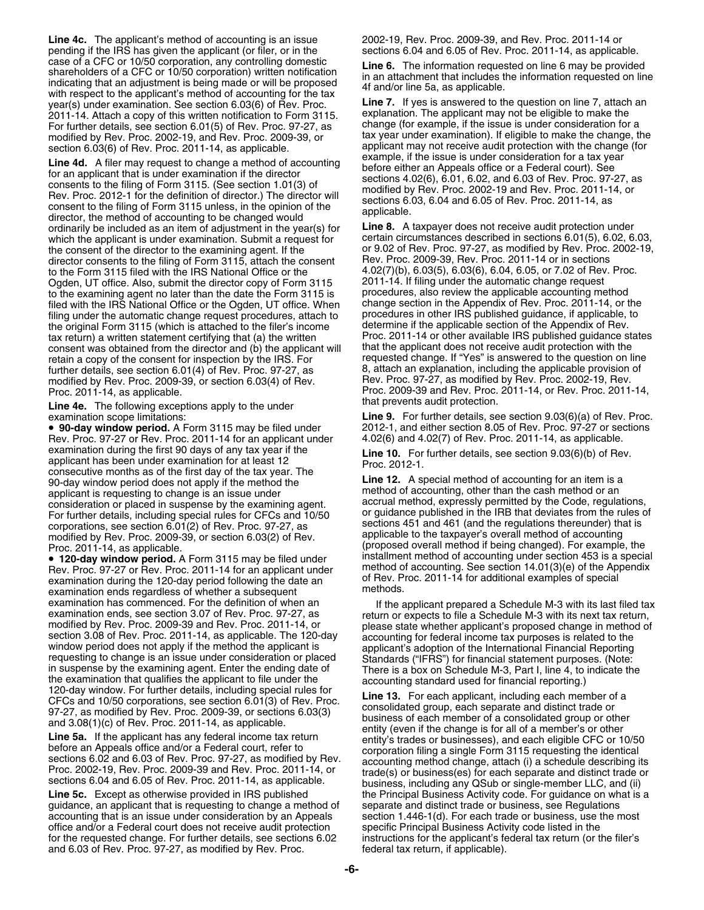**Line 4c.** The applicant's method of accounting is an issue pending if the IRS has given the applicant (or filer, or in the case of a CFC or 10/50 corporation, any controlling domestic shareholders of a CFC or 10/50 corporation) written notification indicating that an adjustment is being made or will be proposed with respect to the applicant's method of accounting for the tax year(s) under examination. See section 6.03(6) of Rev. Proc. 2011-14. Attach a copy of this written notification to Form 3115. For further details, see section 6.01(5) of Rev. Proc. 97-27, as modified by Rev. Proc. 2002-19, and Rev. Proc. 2009-39, or section 6.03(6) of Rev. Proc. 2011-14, as applicable.

**Line 4d.** A filer may request to change a method of accounting for an applicant that is under examination if the director consents to the filing of Form 3115. (See section 1.01(3) of Rev. Proc. 2012-1 for the definition of director.) The director will consent to the filing of Form 3115 unless, in the opinion of the director, the method of accounting to be changed would ordinarily be included as an item of adjustment in the year(s) for which the applicant is under examination. Submit a request for the consent of the director to the examining agent. If the director consents to the filing of Form 3115, attach the consent to the Form 3115 filed with the IRS National Office or the Ogden, UT office. Also, submit the director copy of Form 3115 to the examining agent no later than the date the Form 3115 is filed with the IRS National Office or the Ogden, UT office. When filing under the automatic change request procedures, attach to the original Form 3115 (which is attached to the filer's income tax return) a written statement certifying that (a) the written consent was obtained from the director and (b) the applicant will retain a copy of the consent for inspection by the IRS. For further details, see section 6.01(4) of Rev. Proc. 97-27, as modified by Rev. Proc. 2009-39, or section 6.03(4) of Rev. Proc. 2011-14, as applicable.

**Line 4e.** The following exceptions apply to the under examination scope limitations:

- **90-day window period.** A Form 3115 may be filed under Rev. Proc. 97-27 or Rev. Proc. 2011-14 for an applicant under examination during the first 90 days of any tax year if the applicant has been under examination for at least 12 consecutive months as of the first day of the tax year. The 90-day window period does not apply if the method the applicant is requesting to change is an issue under consideration or placed in suspense by the examining agent. For further details, including special rules for CFCs and 10/50 corporations, see section 6.01(2) of Rev. Proc. 97-27, as modified by Rev. Proc. 2009-39, or section 6.03(2) of Rev. Proc. 2011-14, as applicable.
- **120-day window period.** A Form 3115 may be filed under Rev. Proc. 97-27 or Rev. Proc. 2011-14 for an applicant under examination during the 120-day period following the date an examination ends regardless of whether a subsequent examination has commenced. For the definition of when an examination ends, see section 3.07 of Rev. Proc. 97-27, as modified by Rev. Proc. 2009-39 and Rev. Proc. 2011-14, or section 3.08 of Rev. Proc. 2011-14, as applicable. The 120-day window period does not apply if the method the applicant is requesting to change is an issue under consideration or placed in suspense by the examining agent. Enter the ending date of the examination that qualifies the applicant to file under the 120-day window. For further details, including special rules for CFCs and 10/50 corporations, see section 6.01(3) of Rev. Proc. 97-27, as modified by Rev. Proc. 2009-39, or sections 6.03(3) and 3.08(1)(c) of Rev. Proc. 2011-14, as applicable.

**Line 5a.** If the applicant has any federal income tax return before an Appeals office and/or a Federal court, refer to sections 6.02 and 6.03 of Rev. Proc. 97-27, as modified by Rev. Proc. 2002-19, Rev. Proc. 2009-39 and Rev. Proc. 2011-14, or sections 6.04 and 6.05 of Rev. Proc. 2011-14, as applicable.

**Line 5c.** Except as otherwise provided in IRS published guidance, an applicant that is requesting to change a method of accounting that is an issue under consideration by an Appeals office and/or a Federal court does not receive audit protection for the requested change. For further details, see sections 6.02 and 6.03 of Rev. Proc. 97-27, as modified by Rev. Proc. 2002-19, Rev. Proc. 2009-39, and Rev. Proc. 2011-14 or sections 6.04 and 6.05 of Rev. Proc. 2011-14, as applicable.

**Line 6.** The information requested on line 6 may be provided in an attachment that includes the information requested on line 4f and/or line 5a, as applicable.

**Line 7.** If yes is answered to the question on line 7, attach an explanation. The applicant may not be eligible to make the change (for example, if the issue is under consideration for a tax year under examination). If eligible to make the change, the applicant may not receive audit protection with the change (for example, if the issue is under consideration for a tax year before either an Appeals office or a Federal court). See sections 4.02(6), 6.01, 6.02, and 6.03 of Rev. Proc. 97-27, as modified by Rev. Proc. 2002-19 and Rev. Proc. 2011-14, or sections 6.03, 6.04 and 6.05 of Rev. Proc. 2011-14, as applicable.

**Line 8.** A taxpayer does not receive audit protection under certain circumstances described in sections 6.01(5), 6.02, 6.03, or 9.02 of Rev. Proc. 97-27, as modified by Rev. Proc. 2002-19, Rev. Proc. 2009-39, Rev. Proc. 2011-14 or in sections 4.02(7)(b), 6.03(5), 6.03(6), 6.04, 6.05, or 7.02 of Rev. Proc. 2011-14. If filing under the automatic change request procedures, also review the applicable accounting method change section in the Appendix of Rev. Proc. 2011-14, or the procedures in other IRS published guidance, if applicable, to determine if the applicable section of the Appendix of Rev. Proc. 2011-14 or other available IRS published guidance states that the applicant does not receive audit protection with the requested change. If "Yes" is answered to the question on line 8, attach an explanation, including the applicable provision of Rev. Proc. 97-27, as modified by Rev. Proc. 2002-19, Rev. Proc. 2009-39 and Rev. Proc. 2011-14, or Rev. Proc. 2011-14, that prevents audit protection.

**Line 9.** For further details, see section 9.03(6)(a) of Rev. Proc. 2012-1, and either section 8.05 of Rev. Proc. 97-27 or sections 4.02(6) and 4.02(7) of Rev. Proc. 2011-14, as applicable.

**Line 10.** For further details, see section 9.03(6)(b) of Rev. Proc. 2012-1.

**Line 12.** A special method of accounting for an item is a method of accounting, other than the cash method or an accrual method, expressly permitted by the Code, regulations, or guidance published in the IRB that deviates from the rules of sections 451 and 461 (and the regulations thereunder) that is applicable to the taxpayer's overall method of accounting (proposed overall method if being changed). For example, the installment method of accounting under section 453 is a special method of accounting. See section 14.01(3)(e) of the Appendix of Rev. Proc. 2011-14 for additional examples of special methods.

If the applicant prepared a Schedule M-3 with its last filed tax return or expects to file a Schedule M-3 with its next tax return, please state whether applicant's proposed change in method of accounting for federal income tax purposes is related to the applicant's adoption of the International Financial Reporting Standards ("IFRS") for financial statement purposes. (Note: There is a box on Schedule M-3, Part I, line 4, to indicate the accounting standard used for financial reporting.)

**Line 13.** For each applicant, including each member of a consolidated group, each separate and distinct trade or business of each member of a consolidated group or other entity (even if the change is for all of a member's or other entity's trades or businesses), and each eligible CFC or 10/50 corporation filing a single Form 3115 requesting the identical accounting method change, attach (i) a schedule describing its trade(s) or business(es) for each separate and distinct trade or business, including any QSub or single-member LLC, and (ii) the Principal Business Activity code. For guidance on what is a separate and distinct trade or business, see Regulations section 1.446-1(d). For each trade or business, use the most specific Principal Business Activity code listed in the instructions for the applicant's federal tax return (or the filer's federal tax return, if applicable).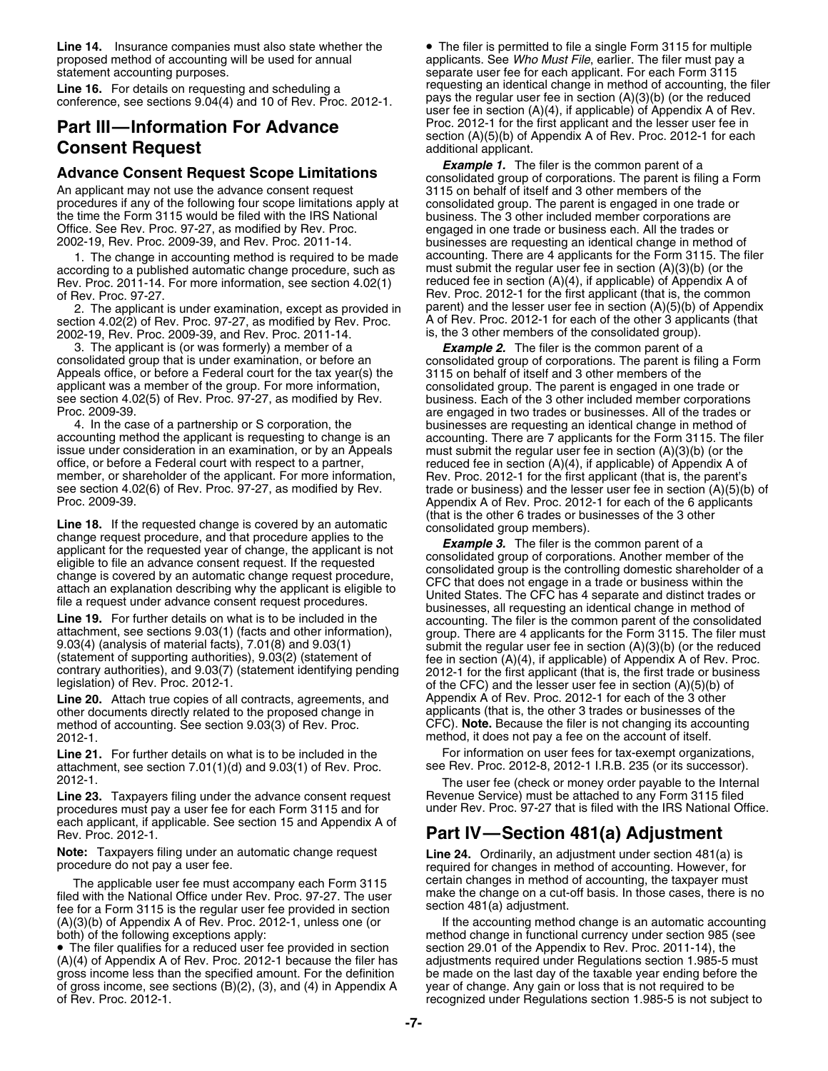**Line 14.** Insurance companies must also state whether the proposed method of accounting will be used for annual statement accounting purposes.

**Line 16.** For details on requesting and scheduling a conference, see sections 9.04(4) and 10 of Rev. Proc. 2012-1.

## Part III—Information For Advance Consent Request

### Advance Consent Request Scope Limitations

An applicant may not use the advance consent request procedures if any of the following four scope limitations apply at the time the Form 3115 would be filed with the IRS National Office. See Rev. Proc. 97-27, as modified by Rev. Proc. 2002-19, Rev. Proc. 2009-39, and Rev. Proc. 2011-14.

1. The change in accounting method is required to be made according to a published automatic change procedure, such as Rev. Proc. 2011-14. For more information, see section 4.02(1) of Rev. Proc. 97-27.

2. The applicant is under examination, except as provided in section 4.02(2) of Rev. Proc. 97-27, as modified by Rev. Proc. 2002-19, Rev. Proc. 2009-39, and Rev. Proc. 2011-14.

3. The applicant is (or was formerly) a member of a consolidated group that is under examination, or before an Appeals office, or before a Federal court for the tax year(s) the applicant was a member of the group. For more information, see section 4.02(5) of Rev. Proc. 97-27, as modified by Rev. Proc. 2009-39.

4. In the case of a partnership or S corporation, the accounting method the applicant is requesting to change is an issue under consideration in an examination, or by an Appeals office, or before a Federal court with respect to a partner, member, or shareholder of the applicant. For more information, see section 4.02(6) of Rev. Proc. 97-27, as modified by Rev. Proc. 2009-39.

**Line 18.** If the requested change is covered by an automatic change request procedure, and that procedure applies to the applicant for the requested year of change, the applicant is not eligible to file an advance consent request. If the requested change is covered by an automatic change request procedure, attach an explanation describing why the applicant is eligible to file a request under advance consent request procedures.

**Line 19.** For further details on what is to be included in the attachment, see sections 9.03(1) (facts and other information), 9.03(4) (analysis of material facts), 7.01(8) and 9.03(1) (statement of supporting authorities), 9.03(2) (statement of contrary authorities), and 9.03(7) (statement identifying pending legislation) of Rev. Proc. 2012-1.

**Line 20.** Attach true copies of all contracts, agreements, and other documents directly related to the proposed change in method of accounting. See section 9.03(3) of Rev. Proc. 2012-1.

**Line 21.** For further details on what is to be included in the attachment, see section 7.01(1)(d) and 9.03(1) of Rev. Proc. 2012-1.

**Line 23.** Taxpayers filing under the advance consent request procedures must pay a user fee for each Form 3115 and for each applicant, if applicable. See section 15 and Appendix A of Rev. Proc. 2012-1.

**Note:** Taxpayers filing under an automatic change request procedure do not pay a user fee.

The applicable user fee must accompany each Form 3115 filed with the National Office under Rev. Proc. 97-27. The user fee for a Form 3115 is the regular user fee provided in section (A)(3)(b) of Appendix A of Rev. Proc. 2012-1, unless one (or both) of the following exceptions apply:

- The filer qualifies for a reduced user fee provided in section (A)(4) of Appendix A of Rev. Proc. 2012-1 because the filer has gross income less than the specified amount. For the definition of gross income, see sections (B)(2), (3), and (4) in Appendix A of Rev. Proc. 2012-1.
- The filer is permitted to file a single Form 3115 for multiple applicants. See *Who Must File*, earlier. The filer must pay a separate user fee for each applicant. For each Form 3115 requesting an identical change in method of accounting, the filer pays the regular user fee in section (A)(3)(b) (or the reduced user fee in section (A)(4), if applicable) of Appendix A of Rev. Proc. 2012-1 for the first applicant and the lesser user fee in section (A)(5)(b) of Appendix A of Rev. Proc. 2012-1 for each additional applicant.

***Example 1.*** The filer is the common parent of a consolidated group of corporations. The parent is filing a Form 3115 on behalf of itself and 3 other members of the consolidated group. The parent is engaged in one trade or business. The 3 other included member corporations are engaged in one trade or business each. All the trades or businesses are requesting an identical change in method of accounting. There are 4 applicants for the Form 3115. The filer must submit the regular user fee in section (A)(3)(b) (or the reduced fee in section (A)(4), if applicable) of Appendix A of Rev. Proc. 2012-1 for the first applicant (that is, the common parent) and the lesser user fee in section (A)(5)(b) of Appendix A of Rev. Proc. 2012-1 for each of the other 3 applicants (that is, the 3 other members of the consolidated group).

***Example 2.*** The filer is the common parent of a consolidated group of corporations. The parent is filing a Form 3115 on behalf of itself and 3 other members of the consolidated group. The parent is engaged in one trade or business. Each of the 3 other included member corporations are engaged in two trades or businesses. All of the trades or businesses are requesting an identical change in method of accounting. There are 7 applicants for the Form 3115. The filer must submit the regular user fee in section (A)(3)(b) (or the reduced fee in section (A)(4), if applicable) of Appendix A of Rev. Proc. 2012-1 for the first applicant (that is, the parent's trade or business) and the lesser user fee in section (A)(5)(b) of Appendix A of Rev. Proc. 2012-1 for each of the 6 applicants (that is the other 6 trades or businesses of the 3 other consolidated group members).

***Example 3.*** The filer is the common parent of a consolidated group of corporations. Another member of the consolidated group is the controlling domestic shareholder of a CFC that does not engage in a trade or business within the United States. The CFC has 4 separate and distinct trades or businesses, all requesting an identical change in method of accounting. The filer is the common parent of the consolidated group. There are 4 applicants for the Form 3115. The filer must submit the regular user fee in section (A)(3)(b) (or the reduced fee in section (A)(4), if applicable) of Appendix A of Rev. Proc. 2012-1 for the first applicant (that is, the first trade or business of the CFC) and the lesser user fee in section (A)(5)(b) of Appendix A of Rev. Proc. 2012-1 for each of the 3 other applicants (that is, the other 3 trades or businesses of the CFC). **Note.** Because the filer is not changing its accounting method, it does not pay a fee on the account of itself.

For information on user fees for tax-exempt organizations, see Rev. Proc. 2012-8, 2012-1 I.R.B. 235 (or its successor).

The user fee (check or money order payable to the Internal Revenue Service) must be attached to any Form 3115 filed under Rev. Proc. 97-27 that is filed with the IRS National Office.

## Part IV—Section 481(a) Adjustment

**Line 24.** Ordinarily, an adjustment under section 481(a) is required for changes in method of accounting. However, for certain changes in method of accounting, the taxpayer must make the change on a cut-off basis. In those cases, there is no section 481(a) adjustment.

If the accounting method change is an automatic accounting method change in functional currency under section 985 (see section 29.01 of the Appendix to Rev. Proc. 2011-14), the adjustments required under Regulations section 1.985-5 must be made on the last day of the taxable year ending before the year of change. Any gain or loss that is not required to be recognized under Regulations section 1.985-5 is not subject to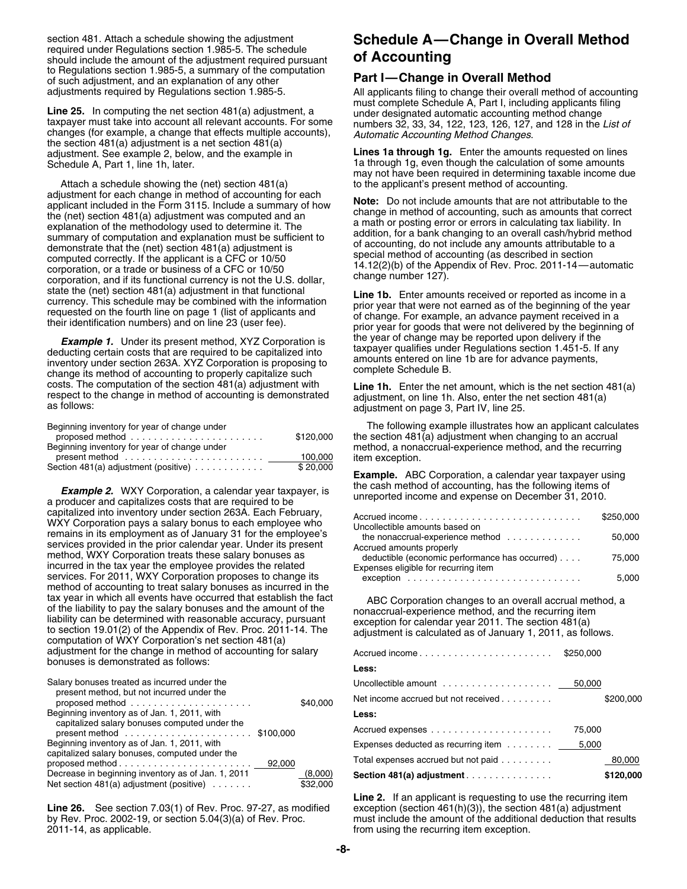section 481. Attach a schedule showing the adjustment required under Regulations section 1.985-5. The schedule should include the amount of the adjustment required pursuant to Regulations section 1.985-5, a summary of the computation of such adjustment, and an explanation of any other adjustments required by Regulations section 1.985-5.

**Line 25.** In computing the net section 481(a) adjustment, a taxpayer must take into account all relevant accounts. For some changes (for example, a change that effects multiple accounts), the section 481(a) adjustment is a net section 481(a) adjustment. See example 2, below, and the example in Schedule A, Part 1, line 1h, later.

Attach a schedule showing the (net) section 481(a) adjustment for each change in method of accounting for each applicant included in the Form 3115. Include a summary of how the (net) section 481(a) adjustment was computed and an explanation of the methodology used to determine it. The summary of computation and explanation must be sufficient to demonstrate that the (net) section 481(a) adjustment is computed correctly. If the applicant is a CFC or 10/50 corporation, or a trade or business of a CFC or 10/50 corporation, and if its functional currency is not the U.S. dollar, state the (net) section 481(a) adjustment in that functional currency. This schedule may be combined with the information requested on the fourth line on page 1 (list of applicants and their identification numbers) and on line 23 (user fee).

***Example 1.*** Under its present method, XYZ Corporation is deducting certain costs that are required to be capitalized into inventory under section 263A. XYZ Corporation is proposing to change its method of accounting to properly capitalize such costs. The computation of the section 481(a) adjustment with respect to the change in method of accounting is demonstrated as follows:

| | |
|---|---|
| Beginning inventory for year of change under proposed method | $120,000 |
| Beginning inventory for year of change under present method | 100,000 |
| Section 481(a) adjustment (positive) | $ 20,000 |

***Example 2.*** WXY Corporation, a calendar year taxpayer, is a producer and capitalizes costs that are required to be capitalized into inventory under section 263A. Each February, WXY Corporation pays a salary bonus to each employee who remains in its employment as of January 31 for the employee's services provided in the prior calendar year. Under its present method, WXY Corporation treats these salary bonuses as incurred in the tax year the employee provides the related services. For 2011, WXY Corporation proposes to change its method of accounting to treat salary bonuses as incurred in the tax year in which all events have occurred that establish the fact of the liability to pay the salary bonuses and the amount of the liability can be determined with reasonable accuracy, pursuant to section 19.01(2) of the Appendix of Rev. Proc. 2011-14. The computation of WXY Corporation's net section 481(a) adjustment for the change in method of accounting for salary bonuses is demonstrated as follows:

| | | |
|---|---|---|
| Salary bonuses treated as incurred under the present method, but not incurred under the proposed method | | $40,000 |
| Beginning inventory as of Jan. 1, 2011, with capitalized salary bonuses computed under the present method | $100,000 | |
| Beginning inventory as of Jan. 1, 2011, with capitalized salary bonuses, computed under the proposed method | 92,000 | |
| Decrease in beginning inventory as of Jan. 1, 2011 | | (8,000) |
| Net section 481(a) adjustment (positive) | | $32,000 |

**Line 26.** See section 7.03(1) of Rev. Proc. 97-27, as modified by Rev. Proc. 2002-19, or section 5.04(3)(a) of Rev. Proc. 2011-14, as applicable.

## Schedule A—Change in Overall Method of Accounting

### Part I—Change in Overall Method

All applicants filing to change their overall method of accounting must complete Schedule A, Part I, including applicants filing under designated automatic accounting method change numbers 32, 33, 34, 122, 123, 126, 127, and 128 in the *List of Automatic Accounting Method Changes*.

**Lines 1a through 1g.** Enter the amounts requested on lines 1a through 1g, even though the calculation of some amounts may not have been required in determining taxable income due to the applicant's present method of accounting.

**Note:** Do not include amounts that are not attributable to the change in method of accounting, such as amounts that correct a math or posting error or errors in calculating tax liability. In addition, for a bank changing to an overall cash/hybrid method of accounting, do not include any amounts attributable to a special method of accounting (as described in section 14.12(2)(b) of the Appendix of Rev. Proc. 2011-14—automatic change number 127).

**Line 1b.** Enter amounts received or reported as income in a prior year that were not earned as of the beginning of the year of change. For example, an advance payment received in a prior year for goods that were not delivered by the beginning of the year of change may be reported upon delivery if the taxpayer qualifies under Regulations section 1.451-5. If any amounts entered on line 1b are for advance payments, complete Schedule B.

**Line 1h.** Enter the net amount, which is the net section 481(a) adjustment, on line 1h. Also, enter the net section 481(a) adjustment on page 3, Part IV, line 25.

The following example illustrates how an applicant calculates the section 481(a) adjustment when changing to an accrual method, a nonaccrual-experience method, and the recurring item exception.

**Example.** ABC Corporation, a calendar year taxpayer using the cash method of accounting, has the following items of unreported income and expense on December 31, 2010.

| | |
|---|---|
| Accrued income | $250,000 |
| Uncollectible amounts based on the nonaccrual-experience method | 50,000 |
| Accrued amounts properly deductible (economic performance has occurred) | 75,000 |
| Expenses eligible for recurring item exception | 5,000 |

ABC Corporation changes to an overall accrual method, a nonaccrual-experience method, and the recurring item exception for calendar year 2011. The section 481(a) adjustment is calculated as of January 1, 2011, as follows.

| | | |
|---|---|---|
| Accrued income | $250,000 | |
| **Less:** | | |
| Uncollectible amount | 50,000 | |
| Net income accrued but not received | | $200,000 |
| **Less:** | | |
| Accrued expenses | 75,000 | |
| Expenses deducted as recurring item | 5,000 | |
| Total expenses accrued but not paid | | 80,000 |
| **Section 481(a) adjustment** | | **$120,000** |

**Line 2.** If an applicant is requesting to use the recurring item exception (section 461(h)(3)), the section 481(a) adjustment must include the amount of the additional deduction that results from using the recurring item exception.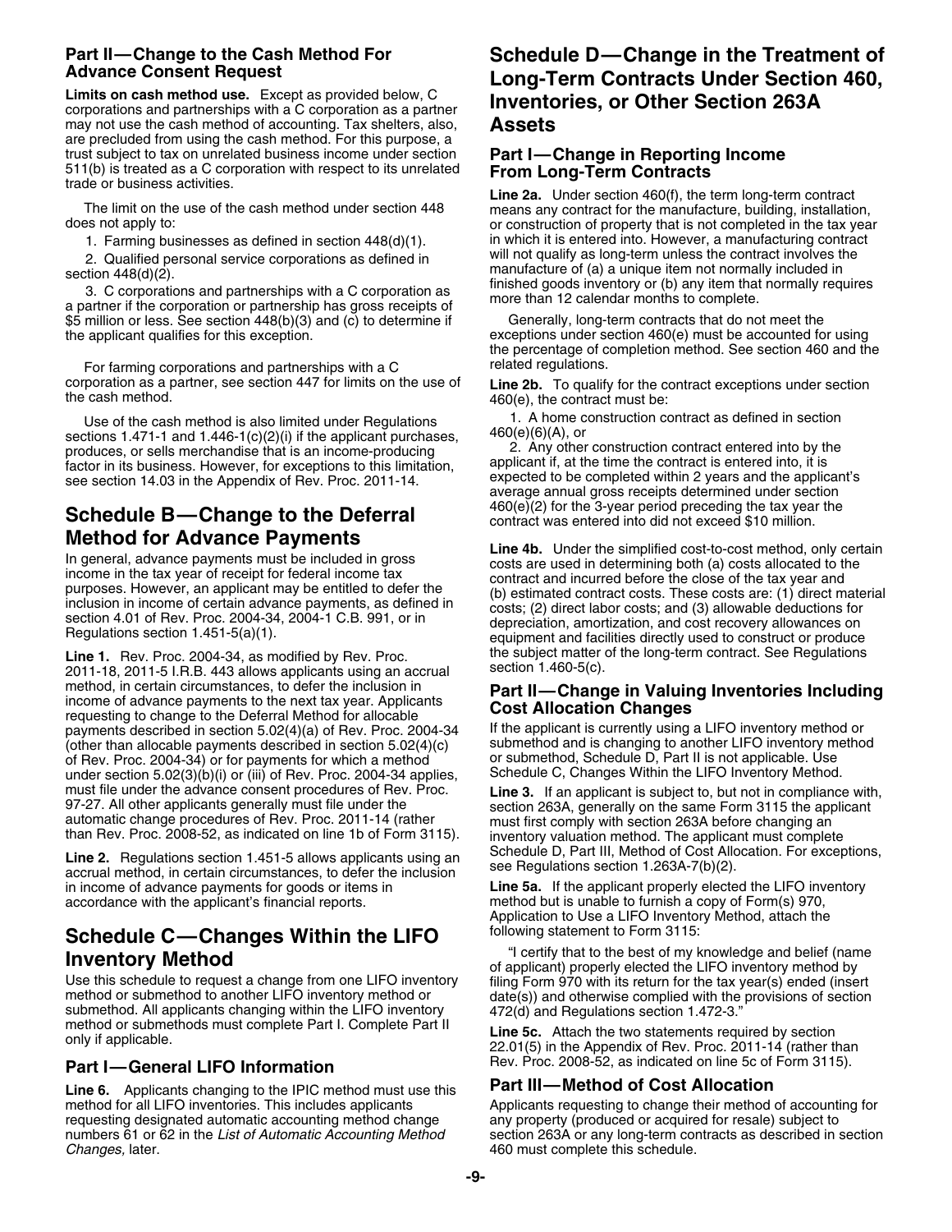### Part II—Change to the Cash Method For Advance Consent Request

**Limits on cash method use.** Except as provided below, C corporations and partnerships with a C corporation as a partner may not use the cash method of accounting. Tax shelters, also, are precluded from using the cash method. For this purpose, a trust subject to tax on unrelated business income under section 511(b) is treated as a C corporation with respect to its unrelated trade or business activities.

The limit on the use of the cash method under section 448 does not apply to:

1. Farming businesses as defined in section 448(d)(1).
2. Qualified personal service corporations as defined in section 448(d)(2).
3. C corporations and partnerships with a C corporation as a partner if the corporation or partnership has gross receipts of $5 million or less. See section 448(b)(3) and (c) to determine if the applicant qualifies for this exception.

For farming corporations and partnerships with a C corporation as a partner, see section 447 for limits on the use of the cash method.

Use of the cash method is also limited under Regulations sections 1.471-1 and 1.446-1(c)(2)(i) if the applicant purchases, produces, or sells merchandise that is an income-producing factor in its business. However, for exceptions to this limitation, see section 14.03 in the Appendix of Rev. Proc. 2011-14.

## Schedule B—Change to the Deferral Method for Advance Payments

In general, advance payments must be included in gross income in the tax year of receipt for federal income tax purposes. However, an applicant may be entitled to defer the inclusion in income of certain advance payments, as defined in section 4.01 of Rev. Proc. 2004-34, 2004-1 C.B. 991, or in Regulations section 1.451-5(a)(1).

**Line 1.** Rev. Proc. 2004-34, as modified by Rev. Proc. 2011-18, 2011-5 I.R.B. 443 allows applicants using an accrual method, in certain circumstances, to defer the inclusion in income of advance payments to the next tax year. Applicants requesting to change to the Deferral Method for allocable payments described in section 5.02(4)(a) of Rev. Proc. 2004-34 (other than allocable payments described in section 5.02(4)(c) of Rev. Proc. 2004-34) or for payments for which a method under section 5.02(3)(b)(i) or (iii) of Rev. Proc. 2004-34 applies, must file under the advance consent procedures of Rev. Proc. 97-27. All other applicants generally must file under the automatic change procedures of Rev. Proc. 2011-14 (rather than Rev. Proc. 2008-52, as indicated on line 1b of Form 3115).

**Line 2.** Regulations section 1.451-5 allows applicants using an accrual method, in certain circumstances, to defer the inclusion in income of advance payments for goods or items in accordance with the applicant's financial reports.

## Schedule C—Changes Within the LIFO Inventory Method

Use this schedule to request a change from one LIFO inventory method or submethod to another LIFO inventory method or submethod. All applicants changing within the LIFO inventory method or submethods must complete Part I. Complete Part II only if applicable.

### Part I—General LIFO Information

**Line 6.** Applicants changing to the IPIC method must use this method for all LIFO inventories. This includes applicants requesting designated automatic accounting method change numbers 61 or 62 in the *List of Automatic Accounting Method Changes,* later.

## Schedule D—Change in the Treatment of Long-Term Contracts Under Section 460, Inventories, or Other Section 263A Assets

### Part I—Change in Reporting Income From Long-Term Contracts

**Line 2a.** Under section 460(f), the term long-term contract means any contract for the manufacture, building, installation, or construction of property that is not completed in the tax year in which it is entered into. However, a manufacturing contract will not qualify as long-term unless the contract involves the manufacture of (a) a unique item not normally included in finished goods inventory or (b) any item that normally requires more than 12 calendar months to complete.

Generally, long-term contracts that do not meet the exceptions under section 460(e) must be accounted for using the percentage of completion method. See section 460 and the related regulations.

**Line 2b.** To qualify for the contract exceptions under section 460(e), the contract must be:

1. A home construction contract as defined in section 460(e)(6)(A), or
2. Any other construction contract entered into by the applicant if, at the time the contract is entered into, it is expected to be completed within 2 years and the applicant's average annual gross receipts determined under section 460(e)(2) for the 3-year period preceding the tax year the contract was entered into did not exceed $10 million.

**Line 4b.** Under the simplified cost-to-cost method, only certain costs are used in determining both (a) costs allocated to the contract and incurred before the close of the tax year and (b) estimated contract costs. These costs are: (1) direct material costs; (2) direct labor costs; and (3) allowable deductions for depreciation, amortization, and cost recovery allowances on equipment and facilities directly used to construct or produce the subject matter of the long-term contract. See Regulations section 1.460-5(c).

### Part II—Change in Valuing Inventories Including Cost Allocation Changes

If the applicant is currently using a LIFO inventory method or submethod and is changing to another LIFO inventory method or submethod, Schedule D, Part II is not applicable. Use Schedule C, Changes Within the LIFO Inventory Method.

**Line 3.** If an applicant is subject to, but not in compliance with, section 263A, generally on the same Form 3115 the applicant must first comply with section 263A before changing an inventory valuation method. The applicant must complete Schedule D, Part III, Method of Cost Allocation. For exceptions, see Regulations section 1.263A-7(b)(2).

**Line 5a.** If the applicant properly elected the LIFO inventory method but is unable to furnish a copy of Form(s) 970, Application to Use a LIFO Inventory Method, attach the following statement to Form 3115:

"I certify that to the best of my knowledge and belief (name of applicant) properly elected the LIFO inventory method by filing Form 970 with its return for the tax year(s) ended (insert date(s)) and otherwise complied with the provisions of section 472(d) and Regulations section 1.472-3."

**Line 5c.** Attach the two statements required by section 22.01(5) in the Appendix of Rev. Proc. 2011-14 (rather than Rev. Proc. 2008-52, as indicated on line 5c of Form 3115).

### Part III—Method of Cost Allocation

Applicants requesting to change their method of accounting for any property (produced or acquired for resale) subject to section 263A or any long-term contracts as described in section 460 must complete this schedule.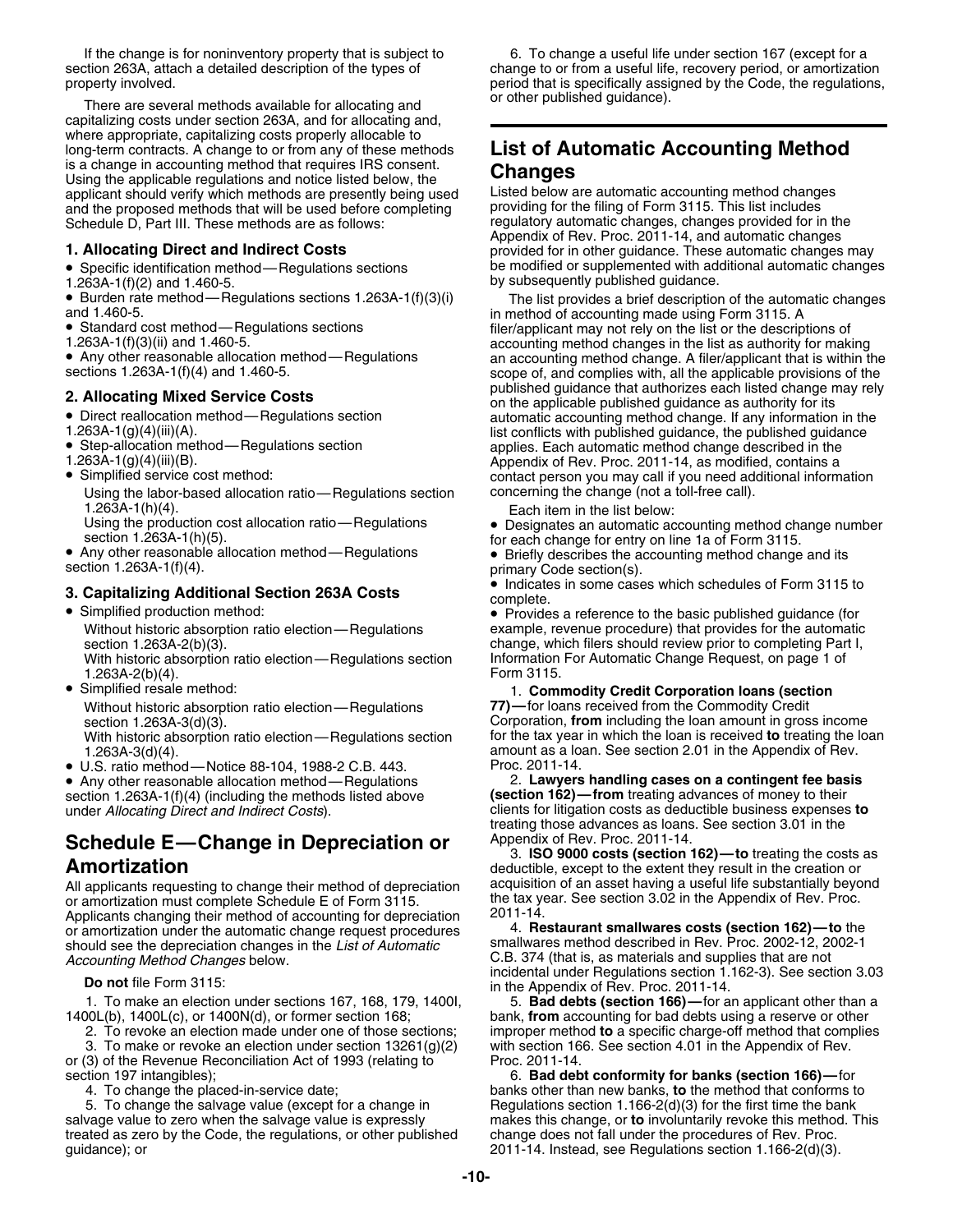If the change is for noninventory property that is subject to section 263A, attach a detailed description of the types of property involved.

There are several methods available for allocating and capitalizing costs under section 263A, and for allocating and, where appropriate, capitalizing costs properly allocable to long-term contracts. A change to or from any of these methods is a change in accounting method that requires IRS consent. Using the applicable regulations and notice listed below, the applicant should verify which methods are presently being used and the proposed methods that will be used before completing Schedule D, Part III. These methods are as follows:

### 1. Allocating Direct and Indirect Costs

- Specific identification method—Regulations sections 1.263A-1(f)(2) and 1.460-5.
- Burden rate method—Regulations sections 1.263A-1(f)(3)(i) and 1.460-5.
- Standard cost method—Regulations sections 1.263A-1(f)(3)(ii) and 1.460-5.
- Any other reasonable allocation method—Regulations sections 1.263A-1(f)(4) and 1.460-5.

### 2. Allocating Mixed Service Costs

- Direct reallocation method—Regulations section 1.263A-1(g)(4)(iii)(A).
- Step-allocation method—Regulations section 1.263A-1(g)(4)(iii)(B).
- Simplified service cost method:
  - Using the labor-based allocation ratio—Regulations section 1.263A-1(h)(4).
  - Using the production cost allocation ratio—Regulations section 1.263A-1(h)(5).
- Any other reasonable allocation method—Regulations section 1.263A-1(f)(4).

### 3. Capitalizing Additional Section 263A Costs

- Simplified production method:
  - Without historic absorption ratio election—Regulations section 1.263A-2(b)(3).
  - With historic absorption ratio election—Regulations section 1.263A-2(b)(4).
- Simplified resale method:
  - Without historic absorption ratio election—Regulations section 1.263A-3(d)(3).
  - With historic absorption ratio election—Regulations section 1.263A-3(d)(4).
- U.S. ratio method—Notice 88-104, 1988-2 C.B. 443.
- Any other reasonable allocation method—Regulations section 1.263A-1(f)(4) (including the methods listed above under *Allocating Direct and Indirect Costs*).

## Schedule E—Change in Depreciation or Amortization

All applicants requesting to change their method of depreciation or amortization must complete Schedule E of Form 3115. Applicants changing their method of accounting for depreciation or amortization under the automatic change request procedures should see the depreciation changes in the *List of Automatic Accounting Method Changes* below.

**Do not** file Form 3115:

1. To make an election under sections 167, 168, 179, 1400I, 1400L(b), 1400L(c), or 1400N(d), or former section 168;
2. To revoke an election made under one of those sections;
3. To make or revoke an election under section 13261(g)(2) or (3) of the Revenue Reconciliation Act of 1993 (relating to section 197 intangibles);
4. To change the placed-in-service date;
5. To change the salvage value (except for a change in salvage value to zero when the salvage value is expressly treated as zero by the Code, the regulations, or other published guidance); or
6. To change a useful life under section 167 (except for a change to or from a useful life, recovery period, or amortization period that is specifically assigned by the Code, the regulations, or other published guidance).

## List of Automatic Accounting Method Changes

Listed below are automatic accounting method changes providing for the filing of Form 3115. This list includes regulatory automatic changes, changes provided for in the Appendix of Rev. Proc. 2011-14, and automatic changes provided for in other guidance. These automatic changes may be modified or supplemented with additional automatic changes by subsequently published guidance.

The list provides a brief description of the automatic changes in method of accounting made using Form 3115. A filer/applicant may not rely on the list or the descriptions of accounting method changes in the list as authority for making an accounting method change. A filer/applicant that is within the scope of, and complies with, all the applicable provisions of the published guidance that authorizes each listed change may rely on the applicable published guidance as authority for its automatic accounting method change. If any information in the list conflicts with published guidance, the published guidance applies. Each automatic method change described in the Appendix of Rev. Proc. 2011-14, as modified, contains a contact person you may call if you need additional information concerning the change (not a toll-free call).

Each item in the list below:

- Designates an automatic accounting method change number for each change for entry on line 1a of Form 3115.
- Briefly describes the accounting method change and its primary Code section(s).
- Indicates in some cases which schedules of Form 3115 to complete.
- Provides a reference to the basic published guidance (for example, revenue procedure) that provides for the automatic change, which filers should review prior to completing Part I, Information For Automatic Change Request, on page 1 of Form 3115.

1. **Commodity Credit Corporation loans (section 77)—**for loans received from the Commodity Credit Corporation, **from** including the loan amount in gross income for the tax year in which the loan is received **to** treating the loan amount as a loan. See section 2.01 in the Appendix of Rev. Proc. 2011-14.

2. **Lawyers handling cases on a contingent fee basis (section 162)—from** treating advances of money to their clients for litigation costs as deductible business expenses **to** treating those advances as loans. See section 3.01 in the Appendix of Rev. Proc. 2011-14.

3. **ISO 9000 costs (section 162)—to** treating the costs as deductible, except to the extent they result in the creation or acquisition of an asset having a useful life substantially beyond the tax year. See section 3.02 in the Appendix of Rev. Proc. 2011-14.

4. **Restaurant smallwares costs (section 162)—to** the smallwares method described in Rev. Proc. 2002-12, 2002-1 C.B. 374 (that is, as materials and supplies that are not incidental under Regulations section 1.162-3). See section 3.03 in the Appendix of Rev. Proc. 2011-14.

5. **Bad debts (section 166)—**for an applicant other than a bank, **from** accounting for bad debts using a reserve or other improper method **to** a specific charge-off method that complies with section 166. See section 4.01 in the Appendix of Rev. Proc. 2011-14.

6. **Bad debt conformity for banks (section 166)—**for banks other than new banks, **to** the method that conforms to Regulations section 1.166-2(d)(3) for the first time the bank makes this change, or **to** involuntarily revoke this method. This change does not fall under the procedures of Rev. Proc. 2011-14. Instead, see Regulations section 1.166-2(d)(3).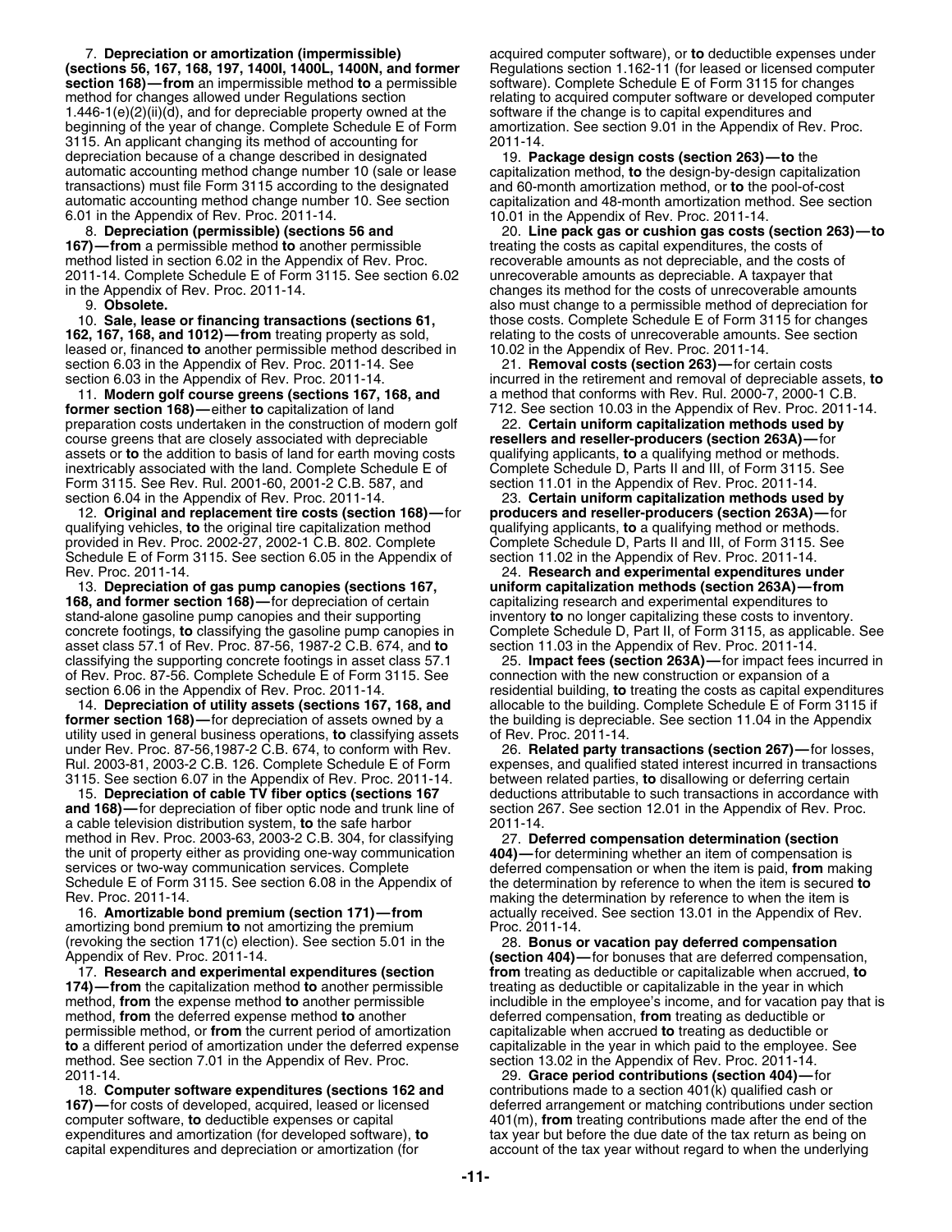7. **Depreciation or amortization (impermissible) (sections 56, 167, 168, 197, 1400I, 1400L, 1400N, and former section 168)—from** an impermissible method **to** a permissible method for changes allowed under Regulations section 1.446-1(e)(2)(ii)(d), and for depreciable property owned at the beginning of the year of change. Complete Schedule E of Form 3115. An applicant changing its method of accounting for depreciation because of a change described in designated automatic accounting method change number 10 (sale or lease transactions) must file Form 3115 according to the designated automatic accounting method change number 10. See section 6.01 in the Appendix of Rev. Proc. 2011-14.

8. **Depreciation (permissible) (sections 56 and 167)—from** a permissible method **to** another permissible method listed in section 6.02 in the Appendix of Rev. Proc. 2011-14. Complete Schedule E of Form 3115. See section 6.02 in the Appendix of Rev. Proc. 2011-14.

9. **Obsolete.**

10. **Sale, lease or financing transactions (sections 61, 162, 167, 168, and 1012)—from** treating property as sold, leased or, financed **to** another permissible method described in section 6.03 in the Appendix of Rev. Proc. 2011-14. See section 6.03 in the Appendix of Rev. Proc. 2011-14.

11. **Modern golf course greens (sections 167, 168, and former section 168)**—either **to** capitalization of land preparation costs undertaken in the construction of modern golf course greens that are closely associated with depreciable assets or **to** the addition to basis of land for earth moving costs inextricably associated with the land. Complete Schedule E of Form 3115. See Rev. Rul. 2001-60, 2001-2 C.B. 587, and section 6.04 in the Appendix of Rev. Proc. 2011-14.

12. **Original and replacement tire costs (section 168)**—for qualifying vehicles, **to** the original tire capitalization method provided in Rev. Proc. 2002-27, 2002-1 C.B. 802. Complete Schedule E of Form 3115. See section 6.05 in the Appendix of Rev. Proc. 2011-14.

13. **Depreciation of gas pump canopies (sections 167, 168, and former section 168)**—for depreciation of certain stand-alone gasoline pump canopies and their supporting concrete footings, **to** classifying the gasoline pump canopies in asset class 57.1 of Rev. Proc. 87-56, 1987-2 C.B. 674, and **to** classifying the supporting concrete footings in asset class 57.1 of Rev. Proc. 87-56. Complete Schedule E of Form 3115. See section 6.06 in the Appendix of Rev. Proc. 2011-14.

14. **Depreciation of utility assets (sections 167, 168, and former section 168)**—for depreciation of assets owned by a utility used in general business operations, **to** classifying assets under Rev. Proc. 87-56,1987-2 C.B. 674, to conform with Rev. Rul. 2003-81, 2003-2 C.B. 126. Complete Schedule E of Form 3115. See section 6.07 in the Appendix of Rev. Proc. 2011-14.

15. **Depreciation of cable TV fiber optics (sections 167 and 168)**—for depreciation of fiber optic node and trunk line of a cable television distribution system, **to** the safe harbor method in Rev. Proc. 2003-63, 2003-2 C.B. 304, for classifying the unit of property either as providing one-way communication services or two-way communication services. Complete Schedule E of Form 3115. See section 6.08 in the Appendix of Rev. Proc. 2011-14.

16. **Amortizable bond premium (section 171)—from** amortizing bond premium **to** not amortizing the premium (revoking the section 171(c) election). See section 5.01 in the Appendix of Rev. Proc. 2011-14.

17. **Research and experimental expenditures (section 174)—from** the capitalization method **to** another permissible method, **from** the expense method **to** another permissible method, **from** the deferred expense method **to** another permissible method, or **from** the current period of amortization **to** a different period of amortization under the deferred expense method. See section 7.01 in the Appendix of Rev. Proc. 2011-14.

18. **Computer software expenditures (sections 162 and 167)**—for costs of developed, acquired, leased or licensed computer software, **to** deductible expenses or capital expenditures and amortization (for developed software), **to** capital expenditures and depreciation or amortization (for acquired computer software), or **to** deductible expenses under Regulations section 1.162-11 (for leased or licensed computer software). Complete Schedule E of Form 3115 for changes relating to acquired computer software or developed computer software if the change is to capital expenditures and amortization. See section 9.01 in the Appendix of Rev. Proc. 2011-14.

19. **Package design costs (section 263)—to** the capitalization method, **to** the design-by-design capitalization and 60-month amortization method, or **to** the pool-of-cost capitalization and 48-month amortization method. See section 10.01 in the Appendix of Rev. Proc. 2011-14.

20. **Line pack gas or cushion gas costs (section 263)—to** treating the costs as capital expenditures, the costs of recoverable amounts as not depreciable, and the costs of unrecoverable amounts as depreciable. A taxpayer that changes its method for the costs of unrecoverable amounts also must change to a permissible method of depreciation for those costs. Complete Schedule E of Form 3115 for changes relating to the costs of unrecoverable amounts. See section 10.02 in the Appendix of Rev. Proc. 2011-14.

21. **Removal costs (section 263)**—for certain costs incurred in the retirement and removal of depreciable assets, **to** a method that conforms with Rev. Rul. 2000-7, 2000-1 C.B. 712. See section 10.03 in the Appendix of Rev. Proc. 2011-14.

22. **Certain uniform capitalization methods used by resellers and reseller-producers (section 263A)**—for qualifying applicants, **to** a qualifying method or methods. Complete Schedule D, Parts II and III, of Form 3115. See section 11.01 in the Appendix of Rev. Proc. 2011-14.

23. **Certain uniform capitalization methods used by producers and reseller-producers (section 263A)**—for qualifying applicants, **to** a qualifying method or methods. Complete Schedule D, Parts II and III, of Form 3115. See section 11.02 in the Appendix of Rev. Proc. 2011-14.

24. **Research and experimental expenditures under uniform capitalization methods (section 263A)—from** capitalizing research and experimental expenditures to inventory **to** no longer capitalizing these costs to inventory. Complete Schedule D, Part II, of Form 3115, as applicable. See section 11.03 in the Appendix of Rev. Proc. 2011-14.

25. **Impact fees (section 263A)**—for impact fees incurred in connection with the new construction or expansion of a residential building, **to** treating the costs as capital expenditures allocable to the building. Complete Schedule E of Form 3115 if the building is depreciable. See section 11.04 in the Appendix of Rev. Proc. 2011-14.

26. **Related party transactions (section 267)**—for losses, expenses, and qualified stated interest incurred in transactions between related parties, **to** disallowing or deferring certain deductions attributable to such transactions in accordance with section 267. See section 12.01 in the Appendix of Rev. Proc. 2011-14.

27. **Deferred compensation determination (section 404)**—for determining whether an item of compensation is deferred compensation or when the item is paid, **from** making the determination by reference to when the item is secured **to** making the determination by reference to when the item is actually received. See section 13.01 in the Appendix of Rev. Proc. 2011-14.

28. **Bonus or vacation pay deferred compensation (section 404)**—for bonuses that are deferred compensation, **from** treating as deductible or capitalizable when accrued, **to** treating as deductible or capitalizable in the year in which includible in the employee's income, and for vacation pay that is deferred compensation, **from** treating as deductible or capitalizable when accrued **to** treating as deductible or capitalizable in the year in which paid to the employee. See section 13.02 in the Appendix of Rev. Proc. 2011-14.

29. **Grace period contributions (section 404)**—for contributions made to a section 401(k) qualified cash or deferred arrangement or matching contributions under section 401(m), **from** treating contributions made after the end of the tax year but before the due date of the tax return as being on account of the tax year without regard to when the underlying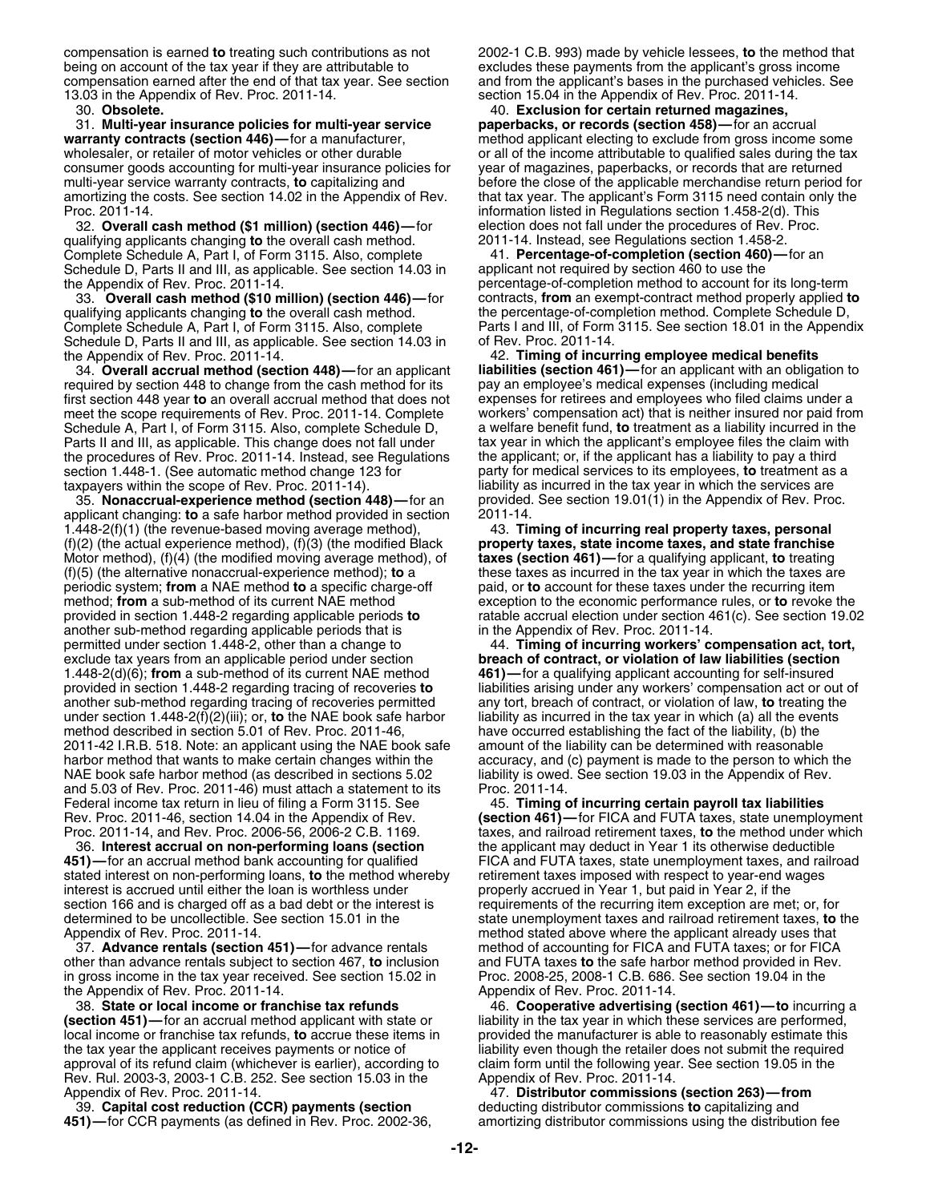compensation is earned **to** treating such contributions as not being on account of the tax year if they are attributable to compensation earned after the end of that tax year. See section 13.03 in the Appendix of Rev. Proc. 2011-14.

30. **Obsolete.**

31. **Multi-year insurance policies for multi-year service warranty contracts (section 446)—**for a manufacturer, wholesaler, or retailer of motor vehicles or other durable consumer goods accounting for multi-year insurance policies for multi-year service warranty contracts, **to** capitalizing and amortizing the costs. See section 14.02 in the Appendix of Rev. Proc. 2011-14.

32. **Overall cash method ($1 million) (section 446)—**for qualifying applicants changing **to** the overall cash method. Complete Schedule A, Part I, of Form 3115. Also, complete Schedule D, Parts II and III, as applicable. See section 14.03 in the Appendix of Rev. Proc. 2011-14.

33. **Overall cash method ($10 million) (section 446)—**for qualifying applicants changing **to** the overall cash method. Complete Schedule A, Part I, of Form 3115. Also, complete Schedule D, Parts II and III, as applicable. See section 14.03 in the Appendix of Rev. Proc. 2011-14.

34. **Overall accrual method (section 448)—**for an applicant required by section 448 to change from the cash method for its first section 448 year **to** an overall accrual method that does not meet the scope requirements of Rev. Proc. 2011-14. Complete Schedule A, Part I, of Form 3115. Also, complete Schedule D, Parts II and III, as applicable. This change does not fall under the procedures of Rev. Proc. 2011-14. Instead, see Regulations section 1.448-1. (See automatic method change 123 for taxpayers within the scope of Rev. Proc. 2011-14).

35. **Nonaccrual-experience method (section 448)—**for an applicant changing: **to** a safe harbor method provided in section 1.448-2(f)(1) (the revenue-based moving average method), (f)(2) (the actual experience method), (f)(3) (the modified Black Motor method), (f)(4) (the modified moving average method), of (f)(5) (the alternative nonaccrual-experience method); **to** a periodic system; **from** a NAE method **to** a specific charge-off method; **from** a sub-method of its current NAE method provided in section 1.448-2 regarding applicable periods **to** another sub-method regarding applicable periods that is permitted under section 1.448-2, other than a change to exclude tax years from an applicable period under section 1.448-2(d)(6); **from** a sub-method of its current NAE method provided in section 1.448-2 regarding tracing of recoveries **to** another sub-method regarding tracing of recoveries permitted under section 1.448-2(f)(2)(iii); or, **to** the NAE book safe harbor method described in section 5.01 of Rev. Proc. 2011-46, 2011-42 I.R.B. 518. Note: an applicant using the NAE book safe harbor method that wants to make certain changes within the NAE book safe harbor method (as described in sections 5.02 and 5.03 of Rev. Proc. 2011-46) must attach a statement to its Federal income tax return in lieu of filing a Form 3115. See Rev. Proc. 2011-46, section 14.04 in the Appendix of Rev. Proc. 2011-14, and Rev. Proc. 2006-56, 2006-2 C.B. 1169.

36. **Interest accrual on non-performing loans (section 451)—**for an accrual method bank accounting for qualified stated interest on non-performing loans, **to** the method whereby interest is accrued until either the loan is worthless under section 166 and is charged off as a bad debt or the interest is determined to be uncollectible. See section 15.01 in the Appendix of Rev. Proc. 2011-14.

37. **Advance rentals (section 451)—**for advance rentals other than advance rentals subject to section 467, **to** inclusion in gross income in the tax year received. See section 15.02 in the Appendix of Rev. Proc. 2011-14.

38. **State or local income or franchise tax refunds (section 451)—**for an accrual method applicant with state or local income or franchise tax refunds, **to** accrue these items in the tax year the applicant receives payments or notice of approval of its refund claim (whichever is earlier), according to Rev. Rul. 2003-3, 2003-1 C.B. 252. See section 15.03 in the Appendix of Rev. Proc. 2011-14.

39. **Capital cost reduction (CCR) payments (section 451)—**for CCR payments (as defined in Rev. Proc. 2002-36, 2002-1 C.B. 993) made by vehicle lessees, **to** the method that excludes these payments from the applicant's gross income and from the applicant's bases in the purchased vehicles. See section 15.04 in the Appendix of Rev. Proc. 2011-14.

40. **Exclusion for certain returned magazines, paperbacks, or records (section 458)—**for an accrual method applicant electing to exclude from gross income some or all of the income attributable to qualified sales during the tax year of magazines, paperbacks, or records that are returned before the close of the applicable merchandise return period for that tax year. The applicant's Form 3115 need contain only the information listed in Regulations section 1.458-2(d). This election does not fall under the procedures of Rev. Proc. 2011-14. Instead, see Regulations section 1.458-2.

41. **Percentage-of-completion (section 460)—**for an applicant not required by section 460 to use the percentage-of-completion method to account for its long-term contracts, **from** an exempt-contract method properly applied **to** the percentage-of-completion method. Complete Schedule D, Parts I and III, of Form 3115. See section 18.01 in the Appendix of Rev. Proc. 2011-14.

42. **Timing of incurring employee medical benefits liabilities (section 461)—**for an applicant with an obligation to pay an employee's medical expenses (including medical expenses for retirees and employees who filed claims under a workers' compensation act) that is neither insured nor paid from a welfare benefit fund, **to** treatment as a liability incurred in the tax year in which the applicant's employee files the claim with the applicant; or, if the applicant has a liability to pay a third party for medical services to its employees, **to** treatment as a liability as incurred in the tax year in which the services are provided. See section 19.01(1) in the Appendix of Rev. Proc. 2011-14.

43. **Timing of incurring real property taxes, personal property taxes, state income taxes, and state franchise taxes (section 461)—**for a qualifying applicant, **to** treating these taxes as incurred in the tax year in which the taxes are paid, or **to** account for these taxes under the recurring item exception to the economic performance rules, or **to** revoke the ratable accrual election under section 461(c). See section 19.02 in the Appendix of Rev. Proc. 2011-14.

44. **Timing of incurring workers' compensation act, tort, breach of contract, or violation of law liabilities (section 461)—**for a qualifying applicant accounting for self-insured liabilities arising under any workers' compensation act or out of any tort, breach of contract, or violation of law, **to** treating the liability as incurred in the tax year in which (a) all the events have occurred establishing the fact of the liability, (b) the amount of the liability can be determined with reasonable accuracy, and (c) payment is made to the person to which the liability is owed. See section 19.03 in the Appendix of Rev. Proc. 2011-14.

45. **Timing of incurring certain payroll tax liabilities (section 461)—**for FICA and FUTA taxes, state unemployment taxes, and railroad retirement taxes, **to** the method under which the applicant may deduct in Year 1 its otherwise deductible FICA and FUTA taxes, state unemployment taxes, and railroad retirement taxes imposed with respect to year-end wages properly accrued in Year 1, but paid in Year 2, if the requirements of the recurring item exception are met; or, for state unemployment taxes and railroad retirement taxes, **to** the method stated above where the applicant already uses that method of accounting for FICA and FUTA taxes; or for FICA and FUTA taxes **to** the safe harbor method provided in Rev. Proc. 2008-25, 2008-1 C.B. 686. See section 19.04 in the Appendix of Rev. Proc. 2011-14.

46. **Cooperative advertising (section 461)—to** incurring a liability in the tax year in which these services are performed, provided the manufacturer is able to reasonably estimate this liability even though the retailer does not submit the required claim form until the following year. See section 19.05 in the Appendix of Rev. Proc. 2011-14.

47. **Distributor commissions (section 263)—from** deducting distributor commissions **to** capitalizing and amortizing distributor commissions using the distribution fee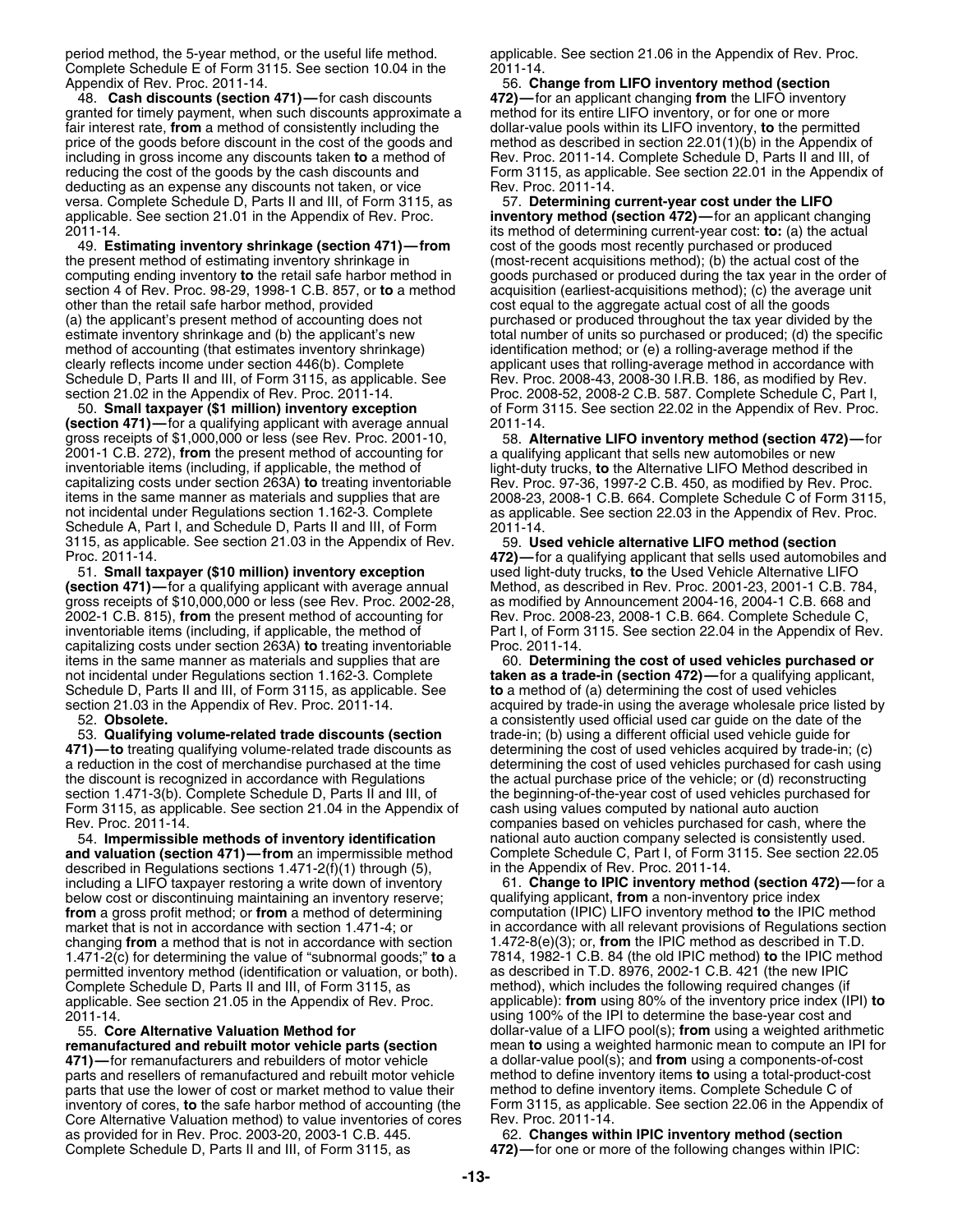period method, the 5-year method, or the useful life method. Complete Schedule E of Form 3115. See section 10.04 in the Appendix of Rev. Proc. 2011-14.

48. **Cash discounts (section 471)**—for cash discounts granted for timely payment, when such discounts approximate a fair interest rate, **from** a method of consistently including the price of the goods before discount in the cost of the goods and including in gross income any discounts taken **to** a method of reducing the cost of the goods by the cash discounts and deducting as an expense any discounts not taken, or vice versa. Complete Schedule D, Parts II and III, of Form 3115, as applicable. See section 21.01 in the Appendix of Rev. Proc. 2011-14.

49. **Estimating inventory shrinkage (section 471)**—**from** the present method of estimating inventory shrinkage in computing ending inventory **to** the retail safe harbor method in section 4 of Rev. Proc. 98-29, 1998-1 C.B. 857, or **to** a method other than the retail safe harbor method, provided (a) the applicant's present method of accounting does not estimate inventory shrinkage and (b) the applicant's new method of accounting (that estimates inventory shrinkage) clearly reflects income under section 446(b). Complete Schedule D, Parts II and III, of Form 3115, as applicable. See section 21.02 in the Appendix of Rev. Proc. 2011-14.

50. **Small taxpayer ($1 million) inventory exception (section 471)**—for a qualifying applicant with average annual gross receipts of $1,000,000 or less (see Rev. Proc. 2001-10, 2001-1 C.B. 272), **from** the present method of accounting for inventoriable items (including, if applicable, the method of capitalizing costs under section 263A) **to** treating inventoriable items in the same manner as materials and supplies that are not incidental under Regulations section 1.162-3. Complete Schedule A, Part I, and Schedule D, Parts II and III, of Form 3115, as applicable. See section 21.03 in the Appendix of Rev. Proc. 2011-14.

51. **Small taxpayer ($10 million) inventory exception (section 471)**—for a qualifying applicant with average annual gross receipts of $10,000,000 or less (see Rev. Proc. 2002-28, 2002-1 C.B. 815), **from** the present method of accounting for inventoriable items (including, if applicable, the method of capitalizing costs under section 263A) **to** treating inventoriable items in the same manner as materials and supplies that are not incidental under Regulations section 1.162-3. Complete Schedule D, Parts II and III, of Form 3115, as applicable. See section 21.03 in the Appendix of Rev. Proc. 2011-14.

52. **Obsolete.**

53. **Qualifying volume-related trade discounts (section 471)**—**to** treating qualifying volume-related trade discounts as a reduction in the cost of merchandise purchased at the time the discount is recognized in accordance with Regulations section 1.471-3(b). Complete Schedule D, Parts II and III, of Form 3115, as applicable. See section 21.04 in the Appendix of Rev. Proc. 2011-14.

54. **Impermissible methods of inventory identification and valuation (section 471)**—**from** an impermissible method described in Regulations sections 1.471-2(f)(1) through (5), including a LIFO taxpayer restoring a write down of inventory below cost or discontinuing maintaining an inventory reserve; **from** a gross profit method; or **from** a method of determining market that is not in accordance with section 1.471-4; or changing **from** a method that is not in accordance with section 1.471-2(c) for determining the value of "subnormal goods;" **to** a permitted inventory method (identification or valuation, or both). Complete Schedule D, Parts II and III, of Form 3115, as applicable. See section 21.05 in the Appendix of Rev. Proc. 2011-14.

55. **Core Alternative Valuation Method for remanufactured and rebuilt motor vehicle parts (section 471)**—for remanufacturers and rebuilders of motor vehicle parts and resellers of remanufactured and rebuilt motor vehicle parts that use the lower of cost or market method to value their inventory of cores, **to** the safe harbor method of accounting (the Core Alternative Valuation method) to value inventories of cores as provided for in Rev. Proc. 2003-20, 2003-1 C.B. 445. Complete Schedule D, Parts II and III, of Form 3115, as applicable. See section 21.06 in the Appendix of Rev. Proc. 2011-14.

56. **Change from LIFO inventory method (section 472)**—for an applicant changing **from** the LIFO inventory method for its entire LIFO inventory, or for one or more dollar-value pools within its LIFO inventory, **to** the permitted method as described in section 22.01(1)(b) in the Appendix of Rev. Proc. 2011-14. Complete Schedule D, Parts II and III, of Form 3115, as applicable. See section 22.01 in the Appendix of Rev. Proc. 2011-14.

57. **Determining current-year cost under the LIFO inventory method (section 472)**—for an applicant changing its method of determining current-year cost: **to:** (a) the actual cost of the goods most recently purchased or produced (most-recent acquisitions method); (b) the actual cost of the goods purchased or produced during the tax year in the order of acquisition (earliest-acquisitions method); (c) the average unit cost equal to the aggregate actual cost of all the goods purchased or produced throughout the tax year divided by the total number of units so purchased or produced; (d) the specific identification method; or (e) a rolling-average method if the applicant uses that rolling-average method in accordance with Rev. Proc. 2008-43, 2008-30 I.R.B. 186, as modified by Rev. Proc. 2008-52, 2008-2 C.B. 587. Complete Schedule C, Part I, of Form 3115. See section 22.02 in the Appendix of Rev. Proc. 2011-14.

58. **Alternative LIFO inventory method (section 472)**—for a qualifying applicant that sells new automobiles or new light-duty trucks, **to** the Alternative LIFO Method described in Rev. Proc. 97-36, 1997-2 C.B. 450, as modified by Rev. Proc. 2008-23, 2008-1 C.B. 664. Complete Schedule C of Form 3115, as applicable. See section 22.03 in the Appendix of Rev. Proc. 2011-14.

59. **Used vehicle alternative LIFO method (section 472)**—for a qualifying applicant that sells used automobiles and used light-duty trucks, **to** the Used Vehicle Alternative LIFO Method, as described in Rev. Proc. 2001-23, 2001-1 C.B. 784, as modified by Announcement 2004-16, 2004-1 C.B. 668 and Rev. Proc. 2008-23, 2008-1 C.B. 664. Complete Schedule C, Part I, of Form 3115. See section 22.04 in the Appendix of Rev. Proc. 2011-14.

60. **Determining the cost of used vehicles purchased or taken as a trade-in (section 472)**—for a qualifying applicant, **to** a method of (a) determining the cost of used vehicles acquired by trade-in using the average wholesale price listed by a consistently used official used car guide on the date of the trade-in; (b) using a different official used vehicle guide for determining the cost of used vehicles acquired by trade-in; (c) determining the cost of used vehicles purchased for cash using the actual purchase price of the vehicle; or (d) reconstructing the beginning-of-the-year cost of used vehicles purchased for cash using values computed by national auto auction companies based on vehicles purchased for cash, where the national auto auction company selected is consistently used. Complete Schedule C, Part I, of Form 3115. See section 22.05 in the Appendix of Rev. Proc. 2011-14.

61. **Change to IPIC inventory method (section 472)**—for a qualifying applicant, **from** a non-inventory price index computation (IPIC) LIFO inventory method **to** the IPIC method in accordance with all relevant provisions of Regulations section 1.472-8(e)(3); or, **from** the IPIC method as described in T.D. 7814, 1982-1 C.B. 84 (the old IPIC method) **to** the IPIC method as described in T.D. 8976, 2002-1 C.B. 421 (the new IPIC method), which includes the following required changes (if applicable): **from** using 80% of the inventory price index (IPI) **to** using 100% of the IPI to determine the base-year cost and dollar-value of a LIFO pool(s); **from** using a weighted arithmetic mean **to** using a weighted harmonic mean to compute an IPI for a dollar-value pool(s); and **from** using a components-of-cost method to define inventory items **to** using a total-product-cost method to define inventory items. Complete Schedule C of Form 3115, as applicable. See section 22.06 in the Appendix of Rev. Proc. 2011-14.

62. **Changes within IPIC inventory method (section 472)**—for one or more of the following changes within IPIC: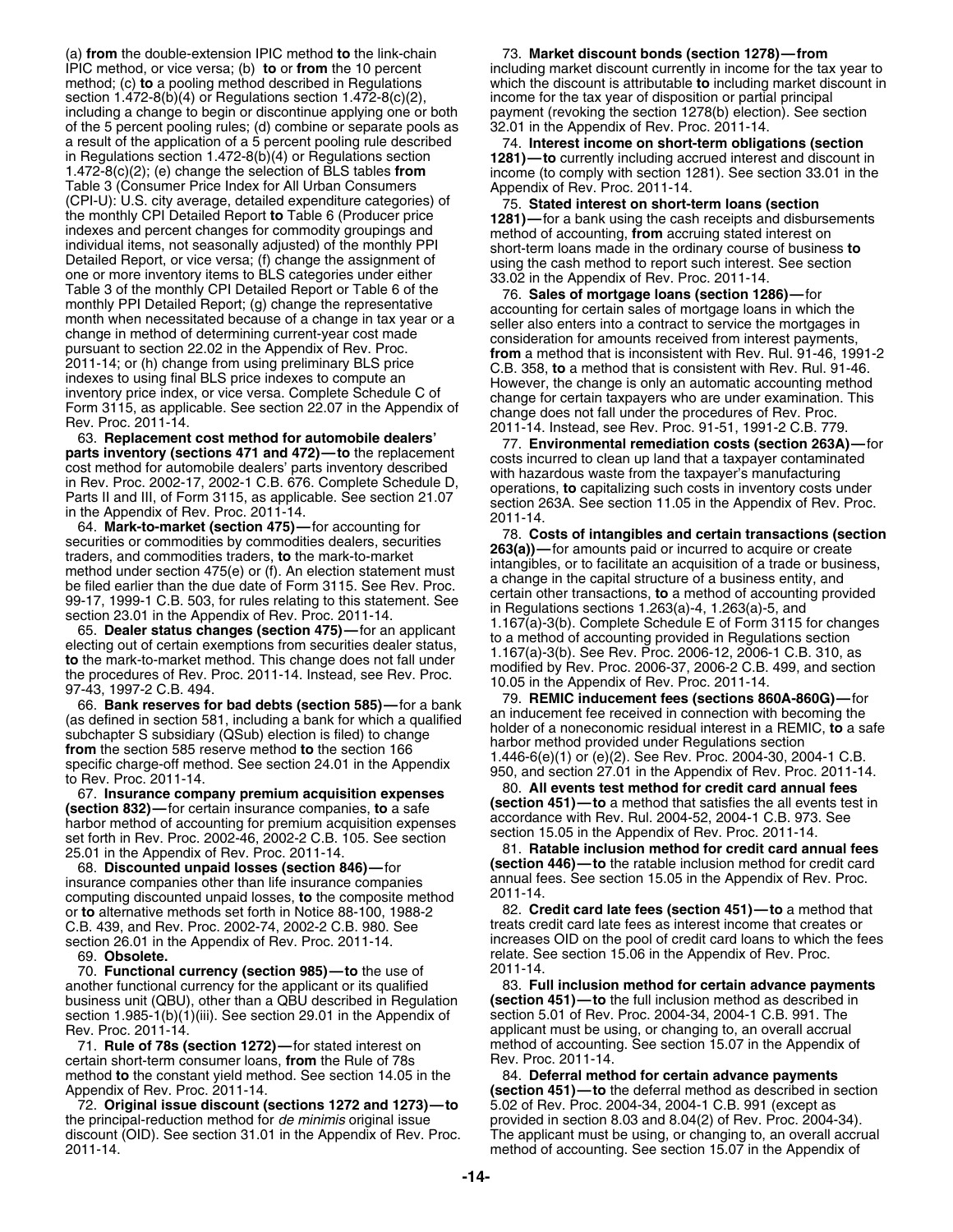(a) **from** the double-extension IPIC method **to** the link-chain IPIC method, or vice versa; (b) **to** or **from** the 10 percent method; (c) **to** a pooling method described in Regulations section 1.472-8(b)(4) or Regulations section 1.472-8(c)(2), including a change to begin or discontinue applying one or both of the 5 percent pooling rules; (d) combine or separate pools as a result of the application of a 5 percent pooling rule described in Regulations section 1.472-8(b)(4) or Regulations section 1.472-8(c)(2); (e) change the selection of BLS tables **from** Table 3 (Consumer Price Index for All Urban Consumers (CPI-U): U.S. city average, detailed expenditure categories) of the monthly CPI Detailed Report **to** Table 6 (Producer price indexes and percent changes for commodity groupings and individual items, not seasonally adjusted) of the monthly PPI Detailed Report, or vice versa; (f) change the assignment of one or more inventory items to BLS categories under either Table 3 of the monthly CPI Detailed Report or Table 6 of the monthly PPI Detailed Report; (g) change the representative month when necessitated because of a change in tax year or a change in method of determining current-year cost made pursuant to section 22.02 in the Appendix of Rev. Proc. 2011-14; or (h) change from using preliminary BLS price indexes to using final BLS price indexes to compute an inventory price index, or vice versa. Complete Schedule C of Form 3115, as applicable. See section 22.07 in the Appendix of Rev. Proc. 2011-14.

63. **Replacement cost method for automobile dealers' parts inventory (sections 471 and 472)—to** the replacement cost method for automobile dealers' parts inventory described in Rev. Proc. 2002-17, 2002-1 C.B. 676. Complete Schedule D, Parts II and III, of Form 3115, as applicable. See section 21.07 in the Appendix of Rev. Proc. 2011-14.

64. **Mark-to-market (section 475)—**for accounting for securities or commodities by commodities dealers, securities traders, and commodities traders, **to** the mark-to-market method under section 475(e) or (f). An election statement must be filed earlier than the due date of Form 3115. See Rev. Proc. 99-17, 1999-1 C.B. 503, for rules relating to this statement. See section 23.01 in the Appendix of Rev. Proc. 2011-14.

65. **Dealer status changes (section 475)—**for an applicant electing out of certain exemptions from securities dealer status, **to** the mark-to-market method. This change does not fall under the procedures of Rev. Proc. 2011-14. Instead, see Rev. Proc. 97-43, 1997-2 C.B. 494.

66. **Bank reserves for bad debts (section 585)—**for a bank (as defined in section 581, including a bank for which a qualified subchapter S subsidiary (QSub) election is filed) to change **from** the section 585 reserve method **to** the section 166 specific charge-off method. See section 24.01 in the Appendix to Rev. Proc. 2011-14.

67. **Insurance company premium acquisition expenses (section 832)—**for certain insurance companies, **to** a safe harbor method of accounting for premium acquisition expenses set forth in Rev. Proc. 2002-46, 2002-2 C.B. 105. See section 25.01 in the Appendix of Rev. Proc. 2011-14.

68. **Discounted unpaid losses (section 846)—**for insurance companies other than life insurance companies computing discounted unpaid losses, **to** the composite method or **to** alternative methods set forth in Notice 88-100, 1988-2 C.B. 439, and Rev. Proc. 2002-74, 2002-2 C.B. 980. See section 26.01 in the Appendix of Rev. Proc. 2011-14.

69. **Obsolete.**

70. **Functional currency (section 985)—to** the use of another functional currency for the applicant or its qualified business unit (QBU), other than a QBU described in Regulation section 1.985-1(b)(1)(iii). See section 29.01 in the Appendix of Rev. Proc. 2011-14.

71. **Rule of 78s (section 1272)—**for stated interest on certain short-term consumer loans, **from** the Rule of 78s method **to** the constant yield method. See section 14.05 in the Appendix of Rev. Proc. 2011-14.

72. **Original issue discount (sections 1272 and 1273)—to** the principal-reduction method for *de minimis* original issue discount (OID). See section 31.01 in the Appendix of Rev. Proc. 2011-14.

73. **Market discount bonds (section 1278)—from** including market discount currently in income for the tax year to which the discount is attributable **to** including market discount in income for the tax year of disposition or partial principal payment (revoking the section 1278(b) election). See section 32.01 in the Appendix of Rev. Proc. 2011-14.

74. **Interest income on short-term obligations (section 1281)—to** currently including accrued interest and discount in income (to comply with section 1281). See section 33.01 in the Appendix of Rev. Proc. 2011-14.

75. **Stated interest on short-term loans (section 1281)—**for a bank using the cash receipts and disbursements method of accounting, **from** accruing stated interest on short-term loans made in the ordinary course of business **to** using the cash method to report such interest. See section 33.02 in the Appendix of Rev. Proc. 2011-14.

76. **Sales of mortgage loans (section 1286)—**for accounting for certain sales of mortgage loans in which the seller also enters into a contract to service the mortgages in consideration for amounts received from interest payments, **from** a method that is inconsistent with Rev. Rul. 91-46, 1991-2 C.B. 358, **to** a method that is consistent with Rev. Rul. 91-46. However, the change is only an automatic accounting method change for certain taxpayers who are under examination. This change does not fall under the procedures of Rev. Proc. 2011-14. Instead, see Rev. Proc. 91-51, 1991-2 C.B. 779.

77. **Environmental remediation costs (section 263A)—**for costs incurred to clean up land that a taxpayer contaminated with hazardous waste from the taxpayer's manufacturing operations, **to** capitalizing such costs in inventory costs under section 263A. See section 11.05 in the Appendix of Rev. Proc. 2011-14.

78. **Costs of intangibles and certain transactions (section 263(a))—**for amounts paid or incurred to acquire or create intangibles, or to facilitate an acquisition of a trade or business, a change in the capital structure of a business entity, and certain other transactions, **to** a method of accounting provided in Regulations sections 1.263(a)-4, 1.263(a)-5, and 1.167(a)-3(b). Complete Schedule E of Form 3115 for changes to a method of accounting provided in Regulations section 1.167(a)-3(b). See Rev. Proc. 2006-12, 2006-1 C.B. 310, as modified by Rev. Proc. 2006-37, 2006-2 C.B. 499, and section 10.05 in the Appendix of Rev. Proc. 2011-14.

79. **REMIC inducement fees (sections 860A-860G)—**for an inducement fee received in connection with becoming the holder of a noneconomic residual interest in a REMIC, **to** a safe harbor method provided under Regulations section 1.446-6(e)(1) or (e)(2). See Rev. Proc. 2004-30, 2004-1 C.B. 950, and section 27.01 in the Appendix of Rev. Proc. 2011-14.

80. **All events test method for credit card annual fees (section 451)—to** a method that satisfies the all events test in accordance with Rev. Rul. 2004-52, 2004-1 C.B. 973. See section 15.05 in the Appendix of Rev. Proc. 2011-14.

81. **Ratable inclusion method for credit card annual fees (section 446)—to** the ratable inclusion method for credit card annual fees. See section 15.05 in the Appendix of Rev. Proc. 2011-14.

82. **Credit card late fees (section 451)—to** a method that treats credit card late fees as interest income that creates or increases OID on the pool of credit card loans to which the fees relate. See section 15.06 in the Appendix of Rev. Proc. 2011-14.

83. **Full inclusion method for certain advance payments (section 451)—to** the full inclusion method as described in section 5.01 of Rev. Proc. 2004-34, 2004-1 C.B. 991. The applicant must be using, or changing to, an overall accrual method of accounting. See section 15.07 in the Appendix of Rev. Proc. 2011-14.

84. **Deferral method for certain advance payments (section 451)—to** the deferral method as described in section 5.02 of Rev. Proc. 2004-34, 2004-1 C.B. 991 (except as provided in section 8.03 and 8.04(2) of Rev. Proc. 2004-34). The applicant must be using, or changing to, an overall accrual method of accounting. See section 15.07 in the Appendix of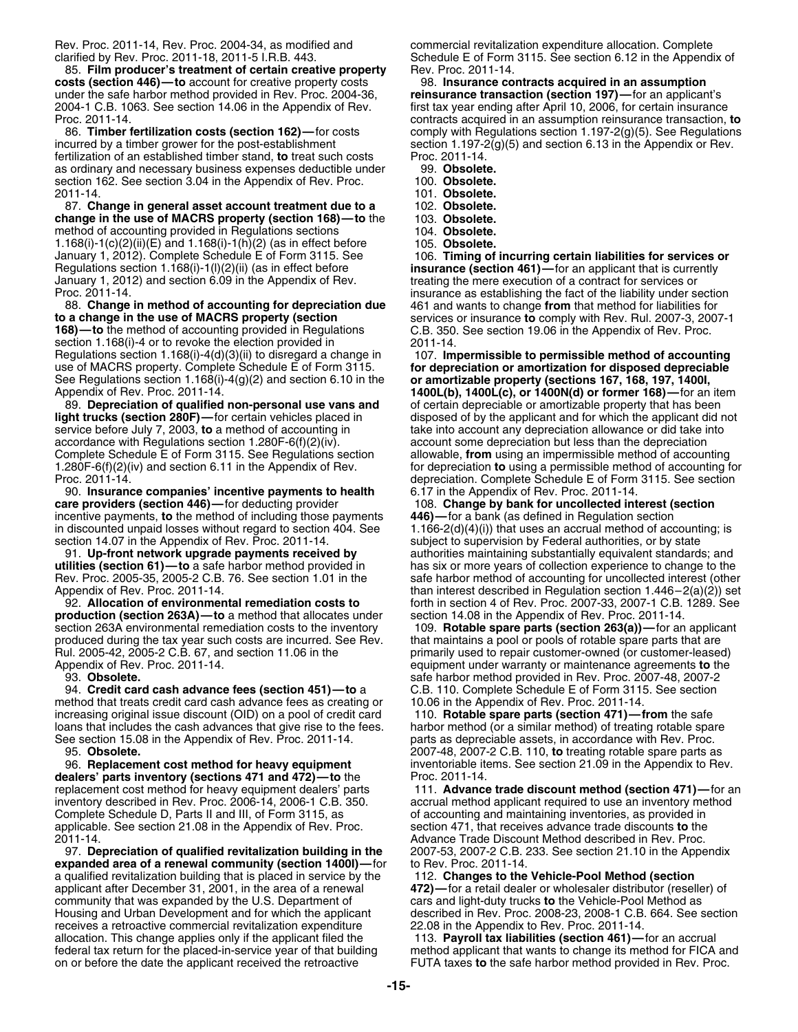Rev. Proc. 2011-14, Rev. Proc. 2004-34, as modified and clarified by Rev. Proc. 2011-18, 2011-5 I.R.B. 443.

85. **Film producer's treatment of certain creative property costs (section 446)—to** account for creative property costs under the safe harbor method provided in Rev. Proc. 2004-36, 2004-1 C.B. 1063. See section 14.06 in the Appendix of Rev. Proc. 2011-14.

86. **Timber fertilization costs (section 162)—**for costs incurred by a timber grower for the post-establishment fertilization of an established timber stand, **to** treat such costs as ordinary and necessary business expenses deductible under section 162. See section 3.04 in the Appendix of Rev. Proc. 2011-14.

87. **Change in general asset account treatment due to a change in the use of MACRS property (section 168)—to** the method of accounting provided in Regulations sections 1.168(i)-1(c)(2)(ii)(E) and 1.168(i)-1(h)(2) (as in effect before January 1, 2012). Complete Schedule E of Form 3115. See Regulations section 1.168(i)-1(l)(2)(ii) (as in effect before January 1, 2012) and section 6.09 in the Appendix of Rev. Proc. 2011-14.

88. **Change in method of accounting for depreciation due to a change in the use of MACRS property (section 168)—to** the method of accounting provided in Regulations section 1.168(i)-4 or to revoke the election provided in Regulations section 1.168(i)-4(d)(3)(ii) to disregard a change in use of MACRS property. Complete Schedule E of Form 3115. See Regulations section 1.168(i)-4(g)(2) and section 6.10 in the Appendix of Rev. Proc. 2011-14.

89. **Depreciation of qualified non-personal use vans and light trucks (section 280F)—**for certain vehicles placed in service before July 7, 2003, **to** a method of accounting in accordance with Regulations section 1.280F-6(f)(2)(iv). Complete Schedule E of Form 3115. See Regulations section 1.280F-6(f)(2)(iv) and section 6.11 in the Appendix of Rev. Proc. 2011-14.

90. **Insurance companies' incentive payments to health care providers (section 446)—**for deducting provider incentive payments, **to** the method of including those payments in discounted unpaid losses without regard to section 404. See section 14.07 in the Appendix of Rev. Proc. 2011-14.

91. **Up-front network upgrade payments received by utilities (section 61)—to** a safe harbor method provided in Rev. Proc. 2005-35, 2005-2 C.B. 76. See section 1.01 in the Appendix of Rev. Proc. 2011-14.

92. **Allocation of environmental remediation costs to production (section 263A)—to** a method that allocates under section 263A environmental remediation costs to the inventory produced during the tax year such costs are incurred. See Rev. Rul. 2005-42, 2005-2 C.B. 67, and section 11.06 in the Appendix of Rev. Proc. 2011-14.

93. **Obsolete.**

94. **Credit card cash advance fees (section 451)—to** a method that treats credit card cash advance fees as creating or increasing original issue discount (OID) on a pool of credit card loans that includes the cash advances that give rise to the fees. See section 15.08 in the Appendix of Rev. Proc. 2011-14.

95. **Obsolete.**

96. **Replacement cost method for heavy equipment dealers' parts inventory (sections 471 and 472)—to** the replacement cost method for heavy equipment dealers' parts inventory described in Rev. Proc. 2006-14, 2006-1 C.B. 350. Complete Schedule D, Parts II and III, of Form 3115, as applicable. See section 21.08 in the Appendix of Rev. Proc. 2011-14.

97. **Depreciation of qualified revitalization building in the expanded area of a renewal community (section 1400I)—**for a qualified revitalization building that is placed in service by the applicant after December 31, 2001, in the area of a renewal community that was expanded by the U.S. Department of Housing and Urban Development and for which the applicant receives a retroactive commercial revitalization expenditure allocation. This change applies only if the applicant filed the federal tax return for the placed-in-service year of that building on or before the date the applicant received the retroactive commercial revitalization expenditure allocation. Complete Schedule E of Form 3115. See section 6.12 in the Appendix of Rev. Proc. 2011-14.

98. **Insurance contracts acquired in an assumption reinsurance transaction (section 197)—**for an applicant's first tax year ending after April 10, 2006, for certain insurance contracts acquired in an assumption reinsurance transaction, **to** comply with Regulations section 1.197-2(g)(5). See Regulations section 1.197-2(g)(5) and section 6.13 in the Appendix or Rev. Proc. 2011-14.

99. **Obsolete.**

100. **Obsolete.**

101. **Obsolete.**

102. **Obsolete.**

103. **Obsolete.**

104. **Obsolete.**

105. **Obsolete.**

106. **Timing of incurring certain liabilities for services or insurance (section 461)—**for an applicant that is currently treating the mere execution of a contract for services or insurance as establishing the fact of the liability under section 461 and wants to change **from** that method for liabilities for services or insurance **to** comply with Rev. Rul. 2007-3, 2007-1 C.B. 350. See section 19.06 in the Appendix of Rev. Proc. 2011-14.

107. **Impermissible to permissible method of accounting for depreciation or amortization for disposed depreciable or amortizable property (sections 167, 168, 197, 1400I, 1400L(b), 1400L(c), or 1400N(d) or former 168)—**for an item of certain depreciable or amortizable property that has been disposed of by the applicant and for which the applicant did not take into account any depreciation allowance or did take into account some depreciation but less than the depreciation allowable, **from** using an impermissible method of accounting for depreciation **to** using a permissible method of accounting for depreciation. Complete Schedule E of Form 3115. See section 6.17 in the Appendix of Rev. Proc. 2011-14.

108. **Change by bank for uncollected interest (section 446)—**for a bank (as defined in Regulation section 1.166-2(d)(4)(i)) that uses an accrual method of accounting; is subject to supervision by Federal authorities, or by state authorities maintaining substantially equivalent standards; and has six or more years of collection experience to change to the safe harbor method of accounting for uncollected interest (other than interest described in Regulation section 1.446–2(a)(2)) set forth in section 4 of Rev. Proc. 2007-33, 2007-1 C.B. 1289. See section 14.08 in the Appendix of Rev. Proc. 2011-14.

109. **Rotable spare parts (section 263(a))—**for an applicant that maintains a pool or pools of rotable spare parts that are primarily used to repair customer-owned (or customer-leased) equipment under warranty or maintenance agreements **to** the safe harbor method provided in Rev. Proc. 2007-48, 2007-2 C.B. 110. Complete Schedule E of Form 3115. See section 10.06 in the Appendix of Rev. Proc. 2011-14.

110. **Rotable spare parts (section 471)—from** the safe harbor method (or a similar method) of treating rotable spare parts as depreciable assets, in accordance with Rev. Proc. 2007-48, 2007-2 C.B. 110, **to** treating rotable spare parts as inventoriable items. See section 21.09 in the Appendix to Rev. Proc. 2011-14.

111. **Advance trade discount method (section 471)—**for an accrual method applicant required to use an inventory method of accounting and maintaining inventories, as provided in section 471, that receives advance trade discounts **to** the Advance Trade Discount Method described in Rev. Proc. 2007-53, 2007-2 C.B. 233. See section 21.10 in the Appendix to Rev. Proc. 2011-14.

112. **Changes to the Vehicle-Pool Method (section 472)—**for a retail dealer or wholesaler distributor (reseller) of cars and light-duty trucks **to** the Vehicle-Pool Method as described in Rev. Proc. 2008-23, 2008-1 C.B. 664. See section 22.08 in the Appendix to Rev. Proc. 2011-14.

113. **Payroll tax liabilities (section 461)—**for an accrual method applicant that wants to change its method for FICA and FUTA taxes **to** the safe harbor method provided in Rev. Proc.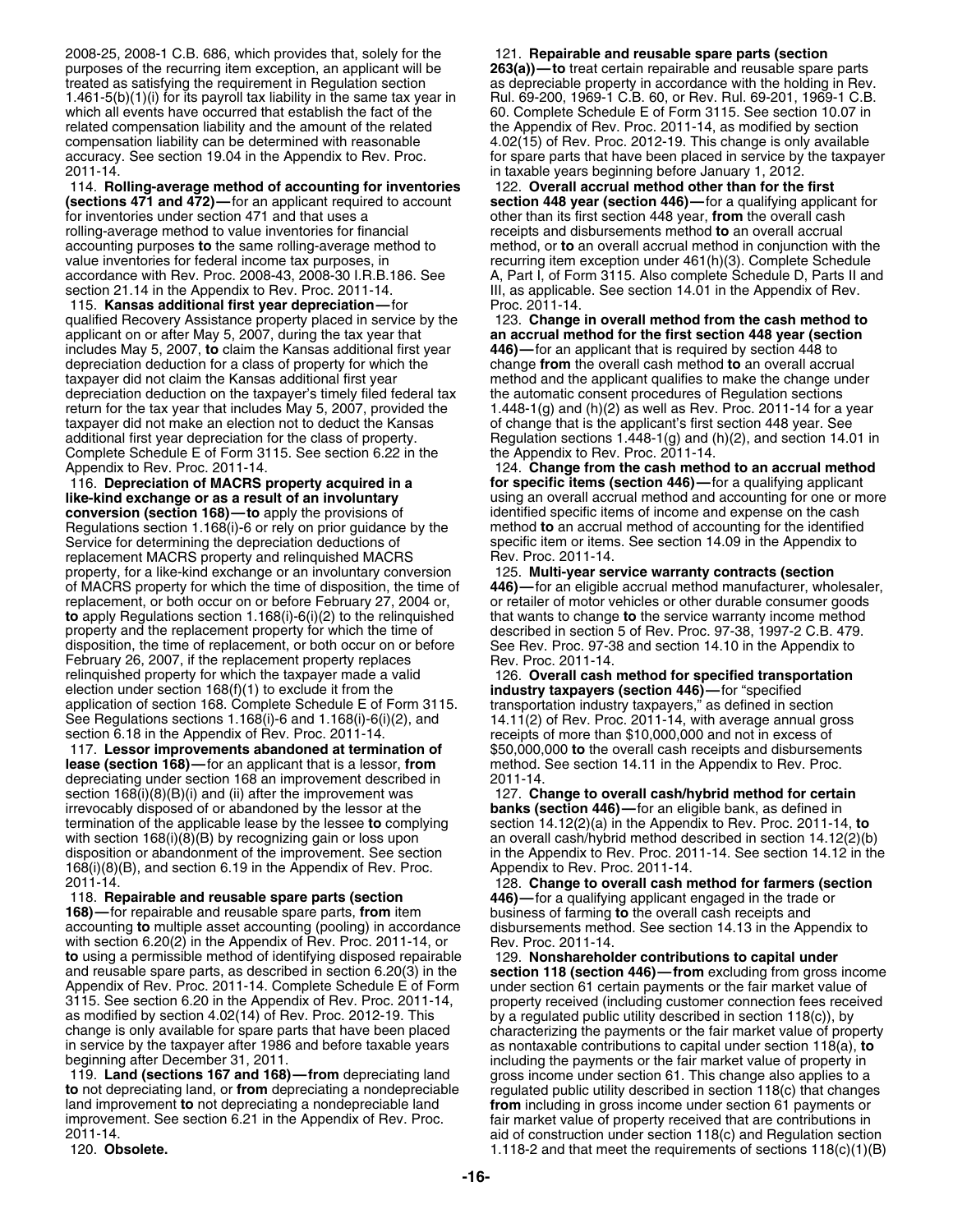2008-25, 2008-1 C.B. 686, which provides that, solely for the purposes of the recurring item exception, an applicant will be treated as satisfying the requirement in Regulation section 1.461-5(b)(1)(i) for its payroll tax liability in the same tax year in which all events have occurred that establish the fact of the related compensation liability and the amount of the related compensation liability can be determined with reasonable accuracy. See section 19.04 in the Appendix to Rev. Proc. 2011-14.

114. **Rolling-average method of accounting for inventories (sections 471 and 472)—**for an applicant required to account for inventories under section 471 and that uses a rolling-average method to value inventories for financial accounting purposes **to** the same rolling-average method to value inventories for federal income tax purposes, in accordance with Rev. Proc. 2008-43, 2008-30 I.R.B.186. See section 21.14 in the Appendix to Rev. Proc. 2011-14.

115. **Kansas additional first year depreciation—**for qualified Recovery Assistance property placed in service by the applicant on or after May 5, 2007, during the tax year that includes May 5, 2007, **to** claim the Kansas additional first year depreciation deduction for a class of property for which the taxpayer did not claim the Kansas additional first year depreciation deduction on the taxpayer's timely filed federal tax return for the tax year that includes May 5, 2007, provided the taxpayer did not make an election not to deduct the Kansas additional first year depreciation for the class of property. Complete Schedule E of Form 3115. See section 6.22 in the Appendix to Rev. Proc. 2011-14.

116. **Depreciation of MACRS property acquired in a like-kind exchange or as a result of an involuntary conversion (section 168)—to** apply the provisions of Regulations section 1.168(i)-6 or rely on prior guidance by the Service for determining the depreciation deductions of replacement MACRS property and relinquished MACRS property, for a like-kind exchange or an involuntary conversion of MACRS property for which the time of disposition, the time of replacement, or both occur on or before February 27, 2004 or, **to** apply Regulations section 1.168(i)-6(i)(2) to the relinquished property and the replacement property for which the time of disposition, the time of replacement, or both occur on or before February 26, 2007, if the replacement property replaces relinquished property for which the taxpayer made a valid election under section 168(f)(1) to exclude it from the application of section 168. Complete Schedule E of Form 3115. See Regulations sections 1.168(i)-6 and 1.168(i)-6(i)(2), and section 6.18 in the Appendix of Rev. Proc. 2011-14.

117. **Lessor improvements abandoned at termination of lease (section 168)—**for an applicant that is a lessor, **from** depreciating under section 168 an improvement described in section 168(i)(8)(B)(i) and (ii) after the improvement was irrevocably disposed of or abandoned by the lessor at the termination of the applicable lease by the lessee **to** complying with section 168(i)(8)(B) by recognizing gain or loss upon disposition or abandonment of the improvement. See section 168(i)(8)(B), and section 6.19 in the Appendix of Rev. Proc. 2011-14.

118. **Repairable and reusable spare parts (section 168)—**for repairable and reusable spare parts, **from** item accounting **to** multiple asset accounting (pooling) in accordance with section 6.20(2) in the Appendix of Rev. Proc. 2011-14, or **to** using a permissible method of identifying disposed repairable and reusable spare parts, as described in section 6.20(3) in the Appendix of Rev. Proc. 2011-14. Complete Schedule E of Form 3115. See section 6.20 in the Appendix of Rev. Proc. 2011-14, as modified by section 4.02(14) of Rev. Proc. 2012-19. This change is only available for spare parts that have been placed in service by the taxpayer after 1986 and before taxable years beginning after December 31, 2011.

119. **Land (sections 167 and 168)—from** depreciating land **to** not depreciating land, or **from** depreciating a nondepreciable land improvement **to** not depreciating a nondepreciable land improvement. See section 6.21 in the Appendix of Rev. Proc. 2011-14.

120. **Obsolete.**

121. **Repairable and reusable spare parts (section 263(a))—to** treat certain repairable and reusable spare parts as depreciable property in accordance with the holding in Rev. Rul. 69-200, 1969-1 C.B. 60, or Rev. Rul. 69-201, 1969-1 C.B. 60. Complete Schedule E of Form 3115. See section 10.07 in the Appendix of Rev. Proc. 2011-14, as modified by section 4.02(15) of Rev. Proc. 2012-19. This change is only available for spare parts that have been placed in service by the taxpayer in taxable years beginning before January 1, 2012.

122. **Overall accrual method other than for the first section 448 year (section 446)—**for a qualifying applicant for other than its first section 448 year, **from** the overall cash receipts and disbursements method **to** an overall accrual method, or **to** an overall accrual method in conjunction with the recurring item exception under 461(h)(3). Complete Schedule A, Part I, of Form 3115. Also complete Schedule D, Parts II and III, as applicable. See section 14.01 in the Appendix of Rev. Proc. 2011-14.

123. **Change in overall method from the cash method to an accrual method for the first section 448 year (section 446)—**for an applicant that is required by section 448 to change **from** the overall cash method **to** an overall accrual method and the applicant qualifies to make the change under the automatic consent procedures of Regulation sections 1.448-1(g) and (h)(2) as well as Rev. Proc. 2011-14 for a year of change that is the applicant's first section 448 year. See Regulation sections 1.448-1(g) and (h)(2), and section 14.01 in the Appendix to Rev. Proc. 2011-14.

124. **Change from the cash method to an accrual method for specific items (section 446)—**for a qualifying applicant using an overall accrual method and accounting for one or more identified specific items of income and expense on the cash method **to** an accrual method of accounting for the identified specific item or items. See section 14.09 in the Appendix to Rev. Proc. 2011-14.

125. **Multi-year service warranty contracts (section 446)—**for an eligible accrual method manufacturer, wholesaler, or retailer of motor vehicles or other durable consumer goods that wants to change **to** the service warranty income method described in section 5 of Rev. Proc. 97-38, 1997-2 C.B. 479. See Rev. Proc. 97-38 and section 14.10 in the Appendix to Rev. Proc. 2011-14.

126. **Overall cash method for specified transportation industry taxpayers (section 446)—**for "specified transportation industry taxpayers," as defined in section 14.11(2) of Rev. Proc. 2011-14, with average annual gross receipts of more than $10,000,000 and not in excess of $50,000,000 **to** the overall cash receipts and disbursements method. See section 14.11 in the Appendix to Rev. Proc. 2011-14.

127. **Change to overall cash/hybrid method for certain banks (section 446)—**for an eligible bank, as defined in section 14.12(2)(a) in the Appendix to Rev. Proc. 2011-14, **to** an overall cash/hybrid method described in section 14.12(2)(b) in the Appendix to Rev. Proc. 2011-14. See section 14.12 in the Appendix to Rev. Proc. 2011-14.

128. **Change to overall cash method for farmers (section 446)—**for a qualifying applicant engaged in the trade or business of farming **to** the overall cash receipts and disbursements method. See section 14.13 in the Appendix to Rev. Proc. 2011-14.

129. **Nonshareholder contributions to capital under section 118 (section 446)—from** excluding from gross income under section 61 certain payments or the fair market value of property received (including customer connection fees received by a regulated public utility described in section 118(c)), by characterizing the payments or the fair market value of property as nontaxable contributions to capital under section 118(a), **to** including the payments or the fair market value of property in gross income under section 61. This change also applies to a regulated public utility described in section 118(c) that changes **from** including in gross income under section 61 payments or fair market value of property received that are contributions in aid of construction under section 118(c) and Regulation section 1.118-2 and that meet the requirements of sections 118(c)(1)(B)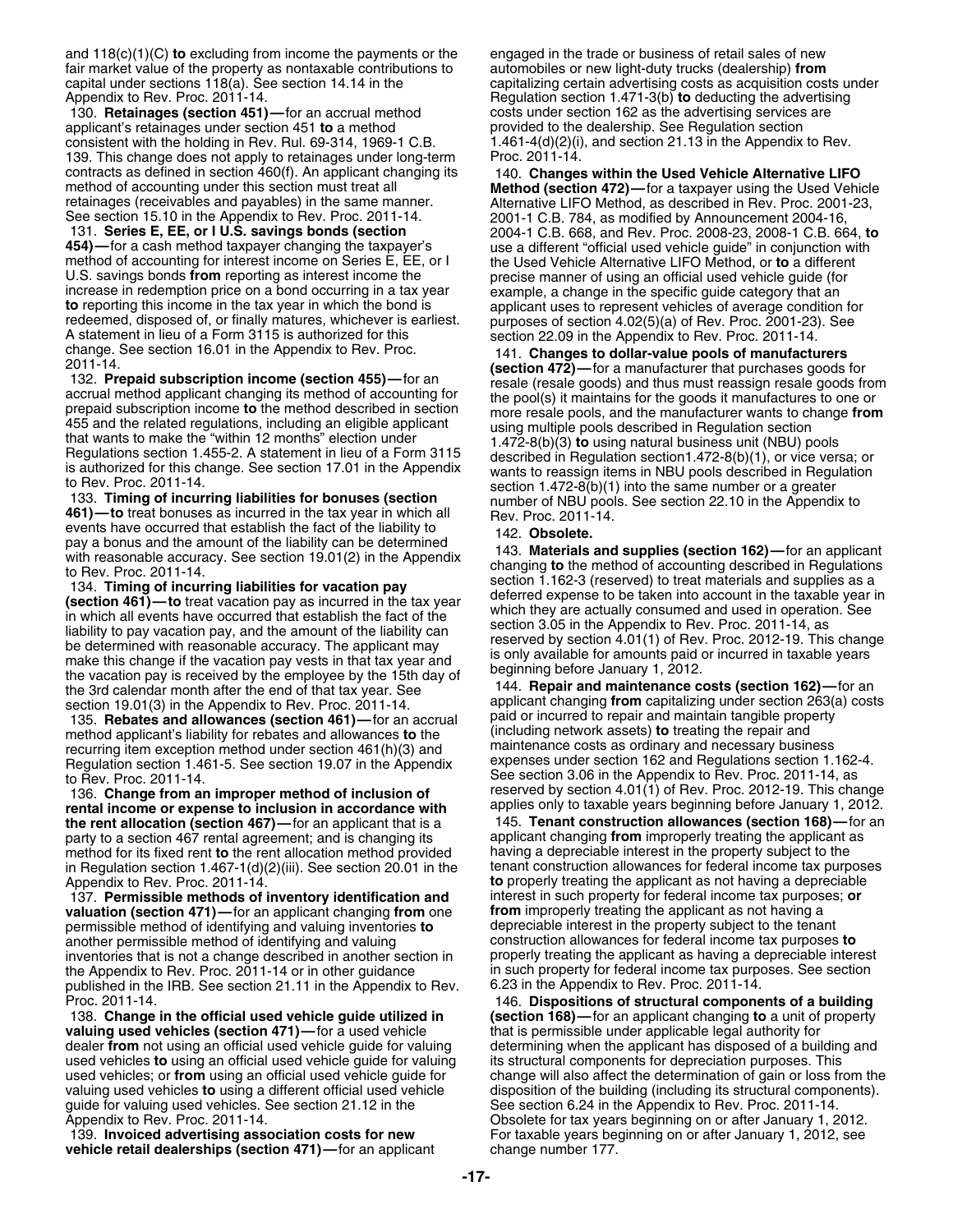and 118(c)(1)(C) **to** excluding from income the payments or the fair market value of the property as nontaxable contributions to capital under sections 118(a). See section 14.14 in the Appendix to Rev. Proc. 2011-14.

130. **Retainages (section 451)—**for an accrual method applicant's retainages under section 451 **to** a method consistent with the holding in Rev. Rul. 69-314, 1969-1 C.B. 139. This change does not apply to retainages under long-term contracts as defined in section 460(f). An applicant changing its method of accounting under this section must treat all retainages (receivables and payables) in the same manner. See section 15.10 in the Appendix to Rev. Proc. 2011-14.

131. **Series E, EE, or I U.S. savings bonds (section 454)—**for a cash method taxpayer changing the taxpayer's method of accounting for interest income on Series E, EE, or I U.S. savings bonds **from** reporting as interest income the increase in redemption price on a bond occurring in a tax year **to** reporting this income in the tax year in which the bond is redeemed, disposed of, or finally matures, whichever is earliest. A statement in lieu of a Form 3115 is authorized for this change. See section 16.01 in the Appendix to Rev. Proc. 2011-14.

132. **Prepaid subscription income (section 455)—**for an accrual method applicant changing its method of accounting for prepaid subscription income **to** the method described in section 455 and the related regulations, including an eligible applicant that wants to make the "within 12 months" election under Regulations section 1.455-2. A statement in lieu of a Form 3115 is authorized for this change. See section 17.01 in the Appendix to Rev. Proc. 2011-14.

133. **Timing of incurring liabilities for bonuses (section 461)—to** treat bonuses as incurred in the tax year in which all events have occurred that establish the fact of the liability to pay a bonus and the amount of the liability can be determined with reasonable accuracy. See section 19.01(2) in the Appendix to Rev. Proc. 2011-14.

134. **Timing of incurring liabilities for vacation pay (section 461)—to** treat vacation pay as incurred in the tax year in which all events have occurred that establish the fact of the liability to pay vacation pay, and the amount of the liability can be determined with reasonable accuracy. The applicant may make this change if the vacation pay vests in that tax year and the vacation pay is received by the employee by the 15th day of the 3rd calendar month after the end of that tax year. See section 19.01(3) in the Appendix to Rev. Proc. 2011-14.

135. **Rebates and allowances (section 461)—**for an accrual method applicant's liability for rebates and allowances **to** the recurring item exception method under section 461(h)(3) and Regulation section 1.461-5. See section 19.07 in the Appendix to Rev. Proc. 2011-14.

136. **Change from an improper method of inclusion of rental income or expense to inclusion in accordance with the rent allocation (section 467)—**for an applicant that is a party to a section 467 rental agreement; and is changing its method for its fixed rent **to** the rent allocation method provided in Regulation section 1.467-1(d)(2)(iii). See section 20.01 in the Appendix to Rev. Proc. 2011-14.

137. **Permissible methods of inventory identification and valuation (section 471)—**for an applicant changing **from** one permissible method of identifying and valuing inventories **to** another permissible method of identifying and valuing inventories that is not a change described in another section in the Appendix to Rev. Proc. 2011-14 or in other guidance published in the IRB. See section 21.11 in the Appendix to Rev. Proc. 2011-14.

138. **Change in the official used vehicle guide utilized in valuing used vehicles (section 471)—**for a used vehicle dealer **from** not using an official used vehicle guide for valuing used vehicles **to** using an official used vehicle guide for valuing used vehicles; or **from** using an official used vehicle guide for valuing used vehicles **to** using a different official used vehicle guide for valuing used vehicles. See section 21.12 in the Appendix to Rev. Proc. 2011-14.

139. **Invoiced advertising association costs for new vehicle retail dealerships (section 471)—**for an applicant engaged in the trade or business of retail sales of new automobiles or new light-duty trucks (dealership) **from** capitalizing certain advertising costs as acquisition costs under Regulation section 1.471-3(b) **to** deducting the advertising costs under section 162 as the advertising services are provided to the dealership. See Regulation section 1.461-4(d)(2)(i), and section 21.13 in the Appendix to Rev. Proc. 2011-14.

140. **Changes within the Used Vehicle Alternative LIFO Method (section 472)—**for a taxpayer using the Used Vehicle Alternative LIFO Method, as described in Rev. Proc. 2001-23, 2001-1 C.B. 784, as modified by Announcement 2004-16, 2004-1 C.B. 668, and Rev. Proc. 2008-23, 2008-1 C.B. 664, **to** use a different "official used vehicle guide" in conjunction with the Used Vehicle Alternative LIFO Method, or **to** a different precise manner of using an official used vehicle guide (for example, a change in the specific guide category that an applicant uses to represent vehicles of average condition for purposes of section 4.02(5)(a) of Rev. Proc. 2001-23). See section 22.09 in the Appendix to Rev. Proc. 2011-14.

141. **Changes to dollar-value pools of manufacturers (section 472)—**for a manufacturer that purchases goods for resale (resale goods) and thus must reassign resale goods from the pool(s) it maintains for the goods it manufactures to one or more resale pools, and the manufacturer wants to change **from** using multiple pools described in Regulation section 1.472-8(b)(3) **to** using natural business unit (NBU) pools described in Regulation section1.472-8(b)(1), or vice versa; or wants to reassign items in NBU pools described in Regulation section 1.472-8(b)(1) into the same number or a greater number of NBU pools. See section 22.10 in the Appendix to Rev. Proc. 2011-14.

142. **Obsolete.**

143. **Materials and supplies (section 162)—**for an applicant changing **to** the method of accounting described in Regulations section 1.162-3 (reserved) to treat materials and supplies as a deferred expense to be taken into account in the taxable year in which they are actually consumed and used in operation. See section 3.05 in the Appendix to Rev. Proc. 2011-14, as reserved by section 4.01(1) of Rev. Proc. 2012-19. This change is only available for amounts paid or incurred in taxable years beginning before January 1, 2012.

144. **Repair and maintenance costs (section 162)—**for an applicant changing **from** capitalizing under section 263(a) costs paid or incurred to repair and maintain tangible property (including network assets) **to** treating the repair and maintenance costs as ordinary and necessary business expenses under section 162 and Regulations section 1.162-4. See section 3.06 in the Appendix to Rev. Proc. 2011-14, as reserved by section 4.01(1) of Rev. Proc. 2012-19. This change applies only to taxable years beginning before January 1, 2012.

145. **Tenant construction allowances (section 168)—**for an applicant changing **from** improperly treating the applicant as having a depreciable interest in the property subject to the tenant construction allowances for federal income tax purposes **to** properly treating the applicant as not having a depreciable interest in such property for federal income tax purposes; **or from** improperly treating the applicant as not having a depreciable interest in the property subject to the tenant construction allowances for federal income tax purposes **to** properly treating the applicant as having a depreciable interest in such property for federal income tax purposes. See section 6.23 in the Appendix to Rev. Proc. 2011-14.

146. **Dispositions of structural components of a building (section 168)—**for an applicant changing **to** a unit of property that is permissible under applicable legal authority for determining when the applicant has disposed of a building and its structural components for depreciation purposes. This change will also affect the determination of gain or loss from the disposition of the building (including its structural components). See section 6.24 in the Appendix to Rev. Proc. 2011-14. Obsolete for tax years beginning on or after January 1, 2012. For taxable years beginning on or after January 1, 2012, see change number 177.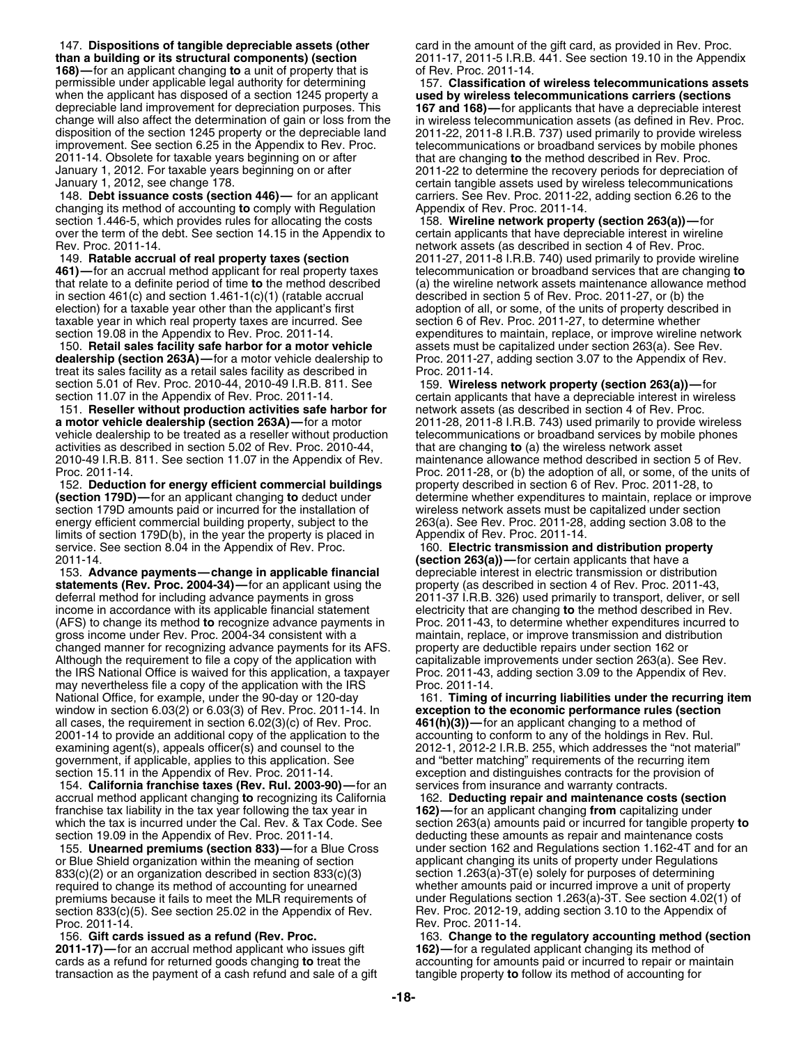147. **Dispositions of tangible depreciable assets (other than a building or its structural components) (section 168)—**for an applicant changing **to** a unit of property that is permissible under applicable legal authority for determining when the applicant has disposed of a section 1245 property a depreciable land improvement for depreciation purposes. This change will also affect the determination of gain or loss from the disposition of the section 1245 property or the depreciable land improvement. See section 6.25 in the Appendix to Rev. Proc. 2011-14. Obsolete for taxable years beginning on or after January 1, 2012. For taxable years beginning on or after January 1, 2012, see change 178.

148. **Debt issuance costs (section 446)—** for an applicant changing its method of accounting **to** comply with Regulation section 1.446-5, which provides rules for allocating the costs over the term of the debt. See section 14.15 in the Appendix to Rev. Proc. 2011-14.

149. **Ratable accrual of real property taxes (section 461)—**for an accrual method applicant for real property taxes that relate to a definite period of time **to** the method described in section 461(c) and section 1.461-1(c)(1) (ratable accrual election) for a taxable year other than the applicant's first taxable year in which real property taxes are incurred. See section 19.08 in the Appendix to Rev. Proc. 2011-14.

150. **Retail sales facility safe harbor for a motor vehicle dealership (section 263A)—**for a motor vehicle dealership to treat its sales facility as a retail sales facility as described in section 5.01 of Rev. Proc. 2010-44, 2010-49 I.R.B. 811. See section 11.07 in the Appendix of Rev. Proc. 2011-14.

151. **Reseller without production activities safe harbor for a motor vehicle dealership (section 263A)—**for a motor vehicle dealership to be treated as a reseller without production activities as described in section 5.02 of Rev. Proc. 2010-44, 2010-49 I.R.B. 811. See section 11.07 in the Appendix of Rev. Proc. 2011-14.

152. **Deduction for energy efficient commercial buildings (section 179D)—**for an applicant changing **to** deduct under section 179D amounts paid or incurred for the installation of energy efficient commercial building property, subject to the limits of section 179D(b), in the year the property is placed in service. See section 8.04 in the Appendix of Rev. Proc. 2011-14.

153. **Advance payments—change in applicable financial statements (Rev. Proc. 2004-34)—**for an applicant using the deferral method for including advance payments in gross income in accordance with its applicable financial statement (AFS) to change its method **to** recognize advance payments in gross income under Rev. Proc. 2004-34 consistent with a changed manner for recognizing advance payments for its AFS. Although the requirement to file a copy of the application with the IRS National Office is waived for this application, a taxpayer may nevertheless file a copy of the application with the IRS National Office, for example, under the 90-day or 120-day window in section 6.03(2) or 6.03(3) of Rev. Proc. 2011-14. In all cases, the requirement in section 6.02(3)(c) of Rev. Proc. 2001-14 to provide an additional copy of the application to the examining agent(s), appeals officer(s) and counsel to the government, if applicable, applies to this application. See section 15.11 in the Appendix of Rev. Proc. 2011-14.

154. **California franchise taxes (Rev. Rul. 2003-90)—**for an accrual method applicant changing **to** recognizing its California franchise tax liability in the tax year following the tax year in which the tax is incurred under the Cal. Rev. & Tax Code. See section 19.09 in the Appendix of Rev. Proc. 2011-14.

155. **Unearned premiums (section 833)—**for a Blue Cross or Blue Shield organization within the meaning of section 833(c)(2) or an organization described in section 833(c)(3) required to change its method of accounting for unearned premiums because it fails to meet the MLR requirements of section 833(c)(5). See section 25.02 in the Appendix of Rev. Proc. 2011-14.

156. **Gift cards issued as a refund (Rev. Proc. 2011-17)—**for an accrual method applicant who issues gift cards as a refund for returned goods changing **to** treat the transaction as the payment of a cash refund and sale of a gift card in the amount of the gift card, as provided in Rev. Proc. 2011-17, 2011-5 I.R.B. 441. See section 19.10 in the Appendix of Rev. Proc. 2011-14.

157. **Classification of wireless telecommunications assets used by wireless telecommunications carriers (sections 167 and 168)—**for applicants that have a depreciable interest in wireless telecommunication assets (as defined in Rev. Proc. 2011-22, 2011-8 I.R.B. 737) used primarily to provide wireless telecommunications or broadband services by mobile phones that are changing **to** the method described in Rev. Proc. 2011-22 to determine the recovery periods for depreciation of certain tangible assets used by wireless telecommunications carriers. See Rev. Proc. 2011-22, adding section 6.26 to the Appendix of Rev. Proc. 2011-14.

158. **Wireline network property (section 263(a))—**for certain applicants that have depreciable interest in wireline network assets (as described in section 4 of Rev. Proc. 2011-27, 2011-8 I.R.B. 740) used primarily to provide wireline telecommunication or broadband services that are changing **to** (a) the wireline network assets maintenance allowance method described in section 5 of Rev. Proc. 2011-27, or (b) the adoption of all, or some, of the units of property described in section 6 of Rev. Proc. 2011-27, to determine whether expenditures to maintain, replace, or improve wireline network assets must be capitalized under section 263(a). See Rev. Proc. 2011-27, adding section 3.07 to the Appendix of Rev. Proc. 2011-14.

159. **Wireless network property (section 263(a))—**for certain applicants that have a depreciable interest in wireless network assets (as described in section 4 of Rev. Proc. 2011-28, 2011-8 I.R.B. 743) used primarily to provide wireless telecommunications or broadband services by mobile phones that are changing **to** (a) the wireless network asset maintenance allowance method described in section 5 of Rev. Proc. 2011-28, or (b) the adoption of all, or some, of the units of property described in section 6 of Rev. Proc. 2011-28, to determine whether expenditures to maintain, replace or improve wireless network assets must be capitalized under section 263(a). See Rev. Proc. 2011-28, adding section 3.08 to the Appendix of Rev. Proc. 2011-14.

160. **Electric transmission and distribution property (section 263(a))—**for certain applicants that have a depreciable interest in electric transmission or distribution property (as described in section 4 of Rev. Proc. 2011-43, 2011-37 I.R.B. 326) used primarily to transport, deliver, or sell electricity that are changing **to** the method described in Rev. Proc. 2011-43, to determine whether expenditures incurred to maintain, replace, or improve transmission and distribution property are deductible repairs under section 162 or capitalizable improvements under section 263(a). See Rev. Proc. 2011-43, adding section 3.09 to the Appendix of Rev. Proc. 2011-14.

161. **Timing of incurring liabilities under the recurring item exception to the economic performance rules (section 461(h)(3))—**for an applicant changing to a method of accounting to conform to any of the holdings in Rev. Rul. 2012-1, 2012-2 I.R.B. 255, which addresses the "not material" and "better matching" requirements of the recurring item exception and distinguishes contracts for the provision of services from insurance and warranty contracts.

162. **Deducting repair and maintenance costs (section 162)—**for an applicant changing **from** capitalizing under section 263(a) amounts paid or incurred for tangible property **to** deducting these amounts as repair and maintenance costs under section 162 and Regulations section 1.162-4T and for an applicant changing its units of property under Regulations section 1.263(a)-3T(e) solely for purposes of determining whether amounts paid or incurred improve a unit of property under Regulations section 1.263(a)-3T. See section 4.02(1) of Rev. Proc. 2012-19, adding section 3.10 to the Appendix of Rev. Proc. 2011-14.

163. **Change to the regulatory accounting method (section 162)—**for a regulated applicant changing its method of accounting for amounts paid or incurred to repair or maintain tangible property **to** follow its method of accounting for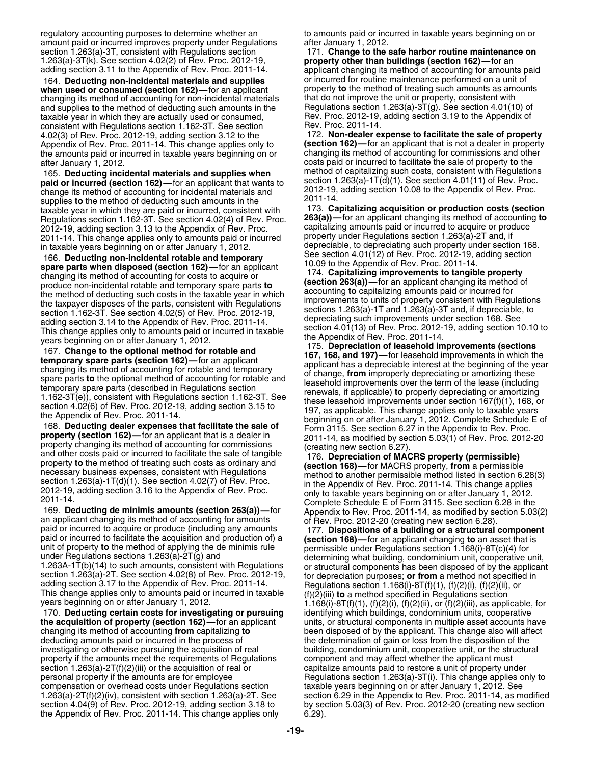regulatory accounting purposes to determine whether an amount paid or incurred improves property under Regulations section 1.263(a)-3T, consistent with Regulations section 1.263(a)-3T(k). See section 4.02(2) of Rev. Proc. 2012-19, adding section 3.11 to the Appendix of Rev. Proc. 2011-14.

164. **Deducting non-incidental materials and supplies when used or consumed (section 162)**—for an applicant changing its method of accounting for non-incidental materials and supplies **to** the method of deducting such amounts in the taxable year in which they are actually used or consumed, consistent with Regulations section 1.162-3T. See section 4.02(3) of Rev. Proc. 2012-19, adding section 3.12 to the Appendix of Rev. Proc. 2011-14. This change applies only to the amounts paid or incurred in taxable years beginning on or after January 1, 2012.

165. **Deducting incidental materials and supplies when paid or incurred (section 162)**—for an applicant that wants to change its method of accounting for incidental materials and supplies **to** the method of deducting such amounts in the taxable year in which they are paid or incurred, consistent with Regulations section 1.162-3T. See section 4.02(4) of Rev. Proc. 2012-19, adding section 3.13 to the Appendix of Rev. Proc. 2011-14. This change applies only to amounts paid or incurred in taxable years beginning on or after January 1, 2012.

166. **Deducting non-incidental rotable and temporary spare parts when disposed (section 162)**—for an applicant changing its method of accounting for costs to acquire or produce non-incidental rotable and temporary spare parts **to** the method of deducting such costs in the taxable year in which the taxpayer disposes of the parts, consistent with Regulations section 1.162-3T. See section 4.02(5) of Rev. Proc. 2012-19, adding section 3.14 to the Appendix of Rev. Proc. 2011-14. This change applies only to amounts paid or incurred in taxable years beginning on or after January 1, 2012.

167. **Change to the optional method for rotable and temporary spare parts (section 162)**—for an applicant changing its method of accounting for rotable and temporary spare parts **to** the optional method of accounting for rotable and temporary spare parts (described in Regulations section 1.162-3T(e)), consistent with Regulations section 1.162-3T. See section 4.02(6) of Rev. Proc. 2012-19, adding section 3.15 to the Appendix of Rev. Proc. 2011-14.

168. **Deducting dealer expenses that facilitate the sale of property (section 162)**—for an applicant that is a dealer in property changing its method of accounting for commissions and other costs paid or incurred to facilitate the sale of tangible property **to** the method of treating such costs as ordinary and necessary business expenses, consistent with Regulations section 1.263(a)-1T(d)(1). See section 4.02(7) of Rev. Proc. 2012-19, adding section 3.16 to the Appendix of Rev. Proc. 2011-14.

169. **Deducting de minimis amounts (section 263(a))**—for an applicant changing its method of accounting for amounts paid or incurred to acquire or produce (including any amounts paid or incurred to facilitate the acquisition and production of) a unit of property **to** the method of applying the de minimis rule under Regulations sections 1.263(a)-2T(g) and 1.263A-1T(b)(14) to such amounts, consistent with Regulations section 1.263(a)-2T. See section 4.02(8) of Rev. Proc. 2012-19, adding section 3.17 to the Appendix of Rev. Proc. 2011-14. This change applies only to amounts paid or incurred in taxable years beginning on or after January 1, 2012.

170. **Deducting certain costs for investigating or pursuing the acquisition of property (section 162)**—for an applicant changing its method of accounting **from** capitalizing **to** deducting amounts paid or incurred in the process of investigating or otherwise pursuing the acquisition of real property if the amounts meet the requirements of Regulations section 1.263(a)-2T(f)(2)(iii) or the acquisition of real or personal property if the amounts are for employee compensation or overhead costs under Regulations section 1.263(a)-2T(f)(2)(iv), consistent with section 1.263(a)-2T. See section 4.04(9) of Rev. Proc. 2012-19, adding section 3.18 to the Appendix of Rev. Proc. 2011-14. This change applies only to amounts paid or incurred in taxable years beginning on or after January 1, 2012.

171. **Change to the safe harbor routine maintenance on property other than buildings (section 162)**—for an applicant changing its method of accounting for amounts paid or incurred for routine maintenance performed on a unit of property **to** the method of treating such amounts as amounts that do not improve the unit or property, consistent with Regulations section 1.263(a)-3T(g). See section 4.01(10) of Rev. Proc. 2012-19, adding section 3.19 to the Appendix of Rev. Proc. 2011-14.

172. **Non-dealer expense to facilitate the sale of property (section 162)**—for an applicant that is not a dealer in property changing its method of accounting for commissions and other costs paid or incurred to facilitate the sale of property **to** the method of capitalizing such costs, consistent with Regulations section 1.263(a)-1T(d)(1). See section 4.01(11) of Rev. Proc. 2012-19, adding section 10.08 to the Appendix of Rev. Proc. 2011-14.

173. **Capitalizing acquisition or production costs (section 263(a))**—for an applicant changing its method of accounting **to** capitalizing amounts paid or incurred to acquire or produce property under Regulations section 1.263(a)-2T and, if depreciable, to depreciating such property under section 168. See section 4.01(12) of Rev. Proc. 2012-19, adding section 10.09 to the Appendix of Rev. Proc. 2011-14.

174. **Capitalizing improvements to tangible property (section 263(a))**—for an applicant changing its method of accounting **to** capitalizing amounts paid or incurred for improvements to units of property consistent with Regulations sections 1.263(a)-1T and 1.263(a)-3T and, if depreciable, to depreciating such improvements under section 168. See section 4.01(13) of Rev. Proc. 2012-19, adding section 10.10 to the Appendix of Rev. Proc. 2011-14.

175. **Depreciation of leasehold improvements (sections 167, 168, and 197)**—for leasehold improvements in which the applicant has a depreciable interest at the beginning of the year of change, **from** improperly depreciating or amortizing these leasehold improvements over the term of the lease (including renewals, if applicable) **to** properly depreciating or amortizing these leasehold improvements under section 167(f)(1), 168, or 197, as applicable. This change applies only to taxable years beginning on or after January 1, 2012. Complete Schedule E of Form 3115. See section 6.27 in the Appendix to Rev. Proc. 2011-14, as modified by section 5.03(1) of Rev. Proc. 2012-20 (creating new section 6.27).

176. **Depreciation of MACRS property (permissible) (section 168)**—for MACRS property, **from** a permissible method **to** another permissible method listed in section 6.28(3) in the Appendix of Rev. Proc. 2011-14. This change applies only to taxable years beginning on or after January 1, 2012. Complete Schedule E of Form 3115. See section 6.28 in the Appendix to Rev. Proc. 2011-14, as modified by section 5.03(2) of Rev. Proc. 2012-20 (creating new section 6.28).

177. **Dispositions of a building or a structural component (section 168)**—for an applicant changing **to** an asset that is permissible under Regulations section 1.168(i)-8T(c)(4) for determining what building, condominium unit, cooperative unit, or structural components has been disposed of by the applicant for depreciation purposes; **or from** a method not specified in Regulations section 1.168(i)-8T(f)(1), (f)(2)(i), (f)(2)(ii), or (f)(2)(iii) **to** a method specified in Regulations section 1.168(i)-8T(f)(1), (f)(2)(i), (f)(2)(ii), or (f)(2)(iii), as applicable, for identifying which buildings, condominium units, cooperative units, or structural components in multiple asset accounts have been disposed of by the applicant. This change also will affect the determination of gain or loss from the disposition of the building, condominium unit, cooperative unit, or the structural component and may affect whether the applicant must capitalize amounts paid to restore a unit of property under Regulations section 1.263(a)-3T(i). This change applies only to taxable years beginning on or after January 1, 2012. See section 6.29 in the Appendix to Rev. Proc. 2011-14, as modified by section 5.03(3) of Rev. Proc. 2012-20 (creating new section 6.29).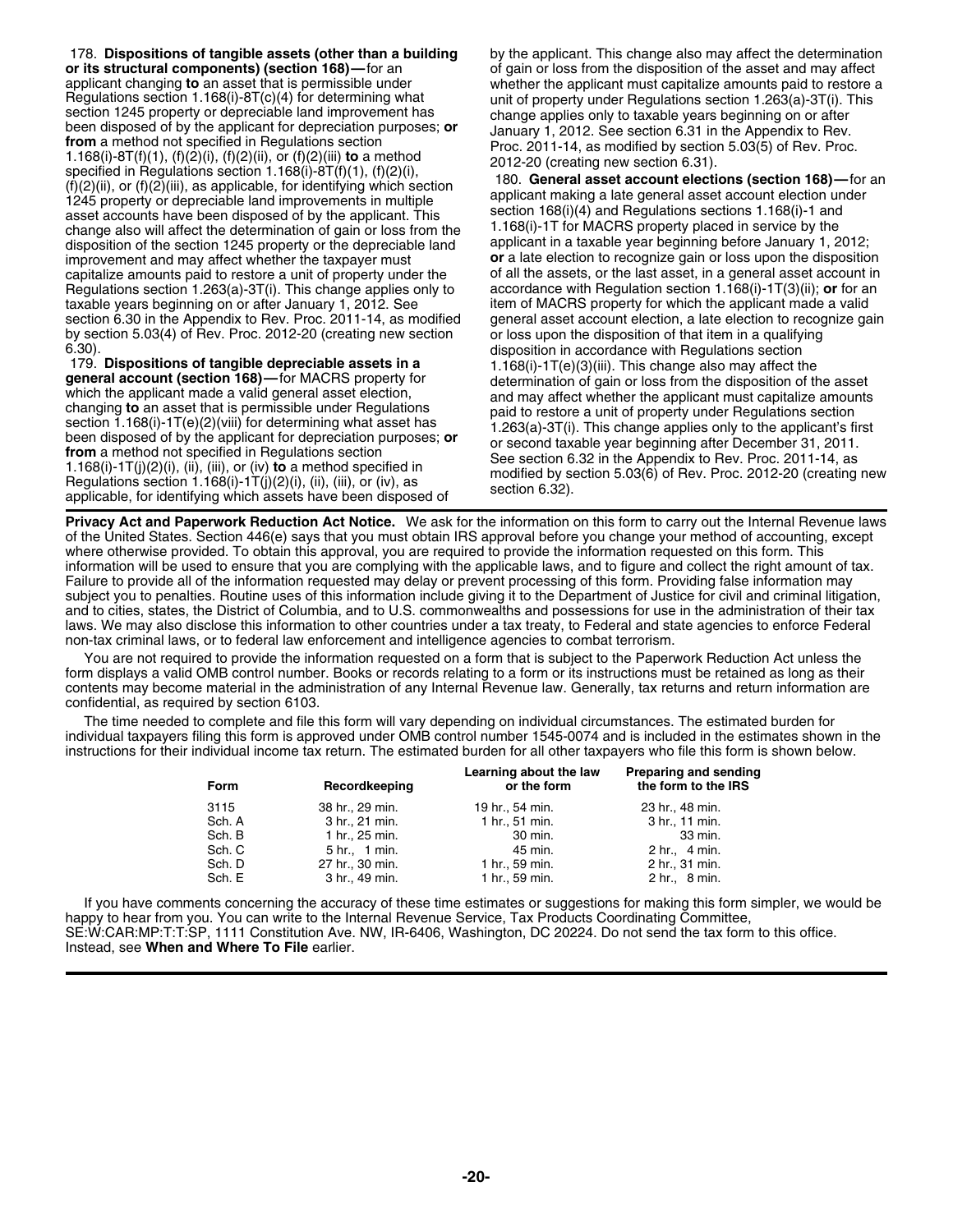178. **Dispositions of tangible assets (other than a building or its structural components) (section 168)—**for an applicant changing **to** an asset that is permissible under Regulations section 1.168(i)-8T(c)(4) for determining what section 1245 property or depreciable land improvement has been disposed of by the applicant for depreciation purposes; **or from** a method not specified in Regulations section 1.168(i)-8T(f)(1), (f)(2)(i), (f)(2)(ii), or (f)(2)(iii) **to** a method specified in Regulations section 1.168(i)-8T(f)(1), (f)(2)(i), (f)(2)(ii), or (f)(2)(iii), as applicable, for identifying which section 1245 property or depreciable land improvements in multiple asset accounts have been disposed of by the applicant. This change also will affect the determination of gain or loss from the disposition of the section 1245 property or the depreciable land improvement and may affect whether the taxpayer must capitalize amounts paid to restore a unit of property under the Regulations section 1.263(a)-3T(i). This change applies only to taxable years beginning on or after January 1, 2012. See section 6.30 in the Appendix to Rev. Proc. 2011-14, as modified by section 5.03(4) of Rev. Proc. 2012-20 (creating new section 6.30).

179. **Dispositions of tangible depreciable assets in a general account (section 168)—**for MACRS property for which the applicant made a valid general asset election, changing **to** an asset that is permissible under Regulations section 1.168(i)-1T(e)(2)(viii) for determining what asset has been disposed of by the applicant for depreciation purposes; **or from** a method not specified in Regulations section 1.168(i)-1T(j)(2)(i), (ii), (iii), or (iv) **to** a method specified in Regulations section 1.168(i)-1T(j)(2)(i), (ii), (iii), or (iv), as applicable, for identifying which assets have been disposed of by the applicant. This change also may affect the determination of gain or loss from the disposition of the asset and may affect whether the applicant must capitalize amounts paid to restore a unit of property under Regulations section 1.263(a)-3T(i). This change applies only to taxable years beginning on or after January 1, 2012. See section 6.31 in the Appendix to Rev. Proc. 2011-14, as modified by section 5.03(5) of Rev. Proc. 2012-20 (creating new section 6.31).

180. **General asset account elections (section 168)—**for an applicant making a late general asset account election under section 168(i)(4) and Regulations sections 1.168(i)-1 and 1.168(i)-1T for MACRS property placed in service by the applicant in a taxable year beginning before January 1, 2012; **or** a late election to recognize gain or loss upon the disposition of all the assets, or the last asset, in a general asset account in accordance with Regulation section 1.168(i)-1T(3)(ii); **or** for an item of MACRS property for which the applicant made a valid general asset account election, a late election to recognize gain or loss upon the disposition of that item in a qualifying disposition in accordance with Regulations section 1.168(i)-1T(e)(3)(iii). This change also may affect the determination of gain or loss from the disposition of the asset and may affect whether the applicant must capitalize amounts paid to restore a unit of property under Regulations section 1.263(a)-3T(i). This change applies only to the applicant's first or second taxable year beginning after December 31, 2011. See section 6.32 in the Appendix to Rev. Proc. 2011-14, as modified by section 5.03(6) of Rev. Proc. 2012-20 (creating new section 6.32).

**Privacy Act and Paperwork Reduction Act Notice.** We ask for the information on this form to carry out the Internal Revenue laws of the United States. Section 446(e) says that you must obtain IRS approval before you change your method of accounting, except where otherwise provided. To obtain this approval, you are required to provide the information requested on this form. This information will be used to ensure that you are complying with the applicable laws, and to figure and collect the right amount of tax. Failure to provide all of the information requested may delay or prevent processing of this form. Providing false information may subject you to penalties. Routine uses of this information include giving it to the Department of Justice for civil and criminal litigation, and to cities, states, the District of Columbia, and to U.S. commonwealths and possessions for use in the administration of their tax laws. We may also disclose this information to other countries under a tax treaty, to Federal and state agencies to enforce Federal non-tax criminal laws, or to federal law enforcement and intelligence agencies to combat terrorism.

You are not required to provide the information requested on a form that is subject to the Paperwork Reduction Act unless the form displays a valid OMB control number. Books or records relating to a form or its instructions must be retained as long as their contents may become material in the administration of any Internal Revenue law. Generally, tax returns and return information are confidential, as required by section 6103.

The time needed to complete and file this form will vary depending on individual circumstances. The estimated burden for individual taxpayers filing this form is approved under OMB control number 1545-0074 and is included in the estimates shown in the instructions for their individual income tax return. The estimated burden for all other taxpayers who file this form is shown below.

| Form | Recordkeeping | Learning about the law or the form | Preparing and sending the form to the IRS |
|---|---|---|---|
| 3115 | 38 hr., 29 min. | 19 hr., 54 min. | 23 hr., 48 min. |
| Sch. A | 3 hr., 21 min. | 1 hr., 51 min. | 3 hr., 11 min. |
| Sch. B | 1 hr., 25 min. | 30 min. | 33 min. |
| Sch. C | 5 hr., 1 min. | 45 min. | 2 hr., 4 min. |
| Sch. D | 27 hr., 30 min. | 1 hr., 59 min. | 2 hr., 31 min. |
| Sch. E | 3 hr., 49 min. | 1 hr., 59 min. | 2 hr., 8 min. |

If you have comments concerning the accuracy of these time estimates or suggestions for making this form simpler, we would be happy to hear from you. You can write to the Internal Revenue Service, Tax Products Coordinating Committee, SE:W:CAR:MP:T:T:SP, 1111 Constitution Ave. NW, IR-6406, Washington, DC 20224. Do not send the tax form to this office. Instead, see **When and Where To File** earlier.